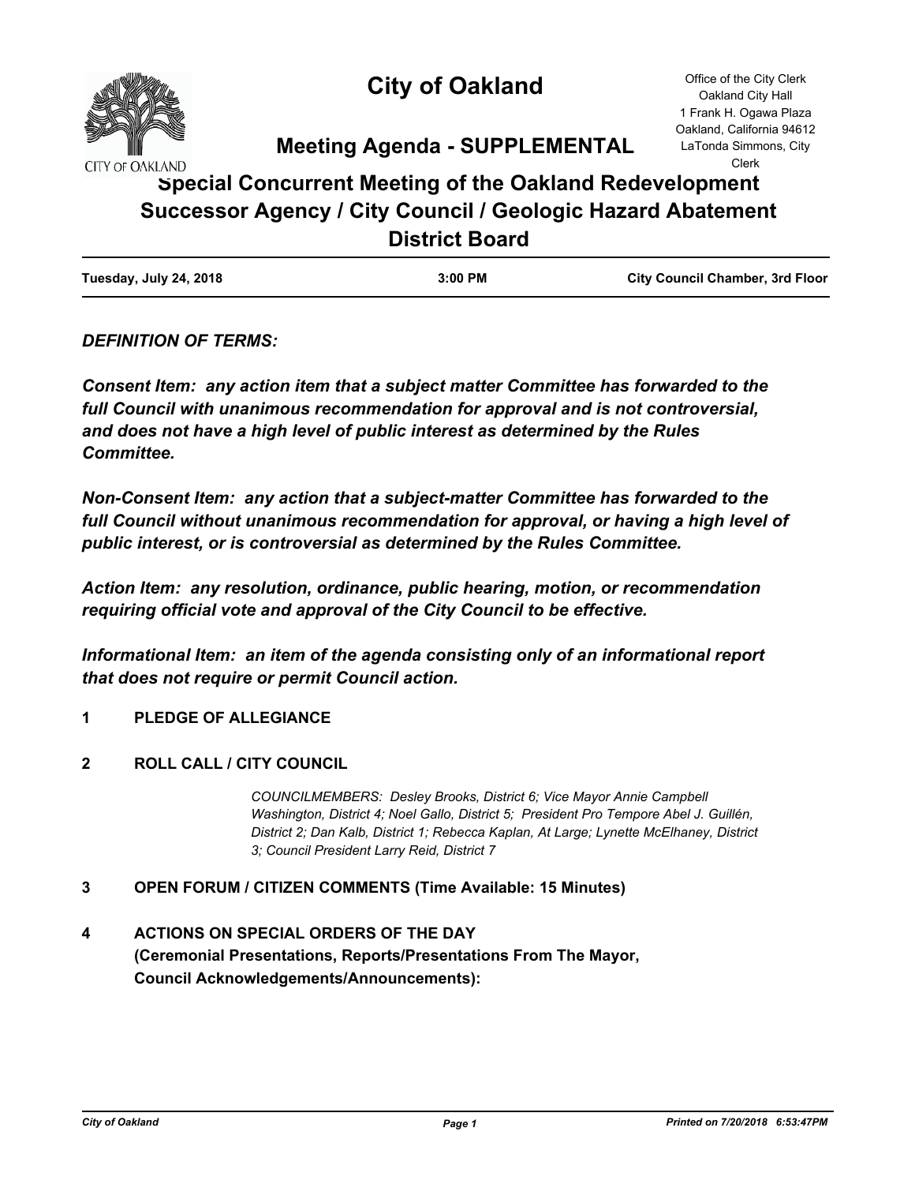# City of Oakland

Office of the City Clerk
Oakland City Hall
1 Frank H. Ogawa Plaza
Oakland, California 94612
LaTonda Simmons, City Clerk

## Meeting Agenda - SUPPLEMENTAL

## Special Concurrent Meeting of the Oakland Redevelopment Successor Agency / City Council / Geologic Hazard Abatement District Board

| Tuesday, July 24, 2018 | 3:00 PM | City Council Chamber, 3rd Floor |
|---|---|---|

***DEFINITION OF TERMS:***

***Consent Item: any action item that a subject matter Committee has forwarded to the full Council with unanimous recommendation for approval and is not controversial, and does not have a high level of public interest as determined by the Rules Committee.***

***Non-Consent Item: any action that a subject-matter Committee has forwarded to the full Council without unanimous recommendation for approval, or having a high level of public interest, or is controversial as determined by the Rules Committee.***

***Action Item: any resolution, ordinance, public hearing, motion, or recommendation requiring official vote and approval of the City Council to be effective.***

***Informational Item: an item of the agenda consisting only of an informational report that does not require or permit Council action.***

**1 PLEDGE OF ALLEGIANCE**

**2 ROLL CALL / CITY COUNCIL**

*COUNCILMEMBERS: Desley Brooks, District 6; Vice Mayor Annie Campbell Washington, District 4; Noel Gallo, District 5; President Pro Tempore Abel J. Guillén, District 2; Dan Kalb, District 1; Rebecca Kaplan, At Large; Lynette McElhaney, District 3; Council President Larry Reid, District 7*

**3 OPEN FORUM / CITIZEN COMMENTS (Time Available: 15 Minutes)**

**4 ACTIONS ON SPECIAL ORDERS OF THE DAY (Ceremonial Presentations, Reports/Presentations From The Mayor, Council Acknowledgements/Announcements):**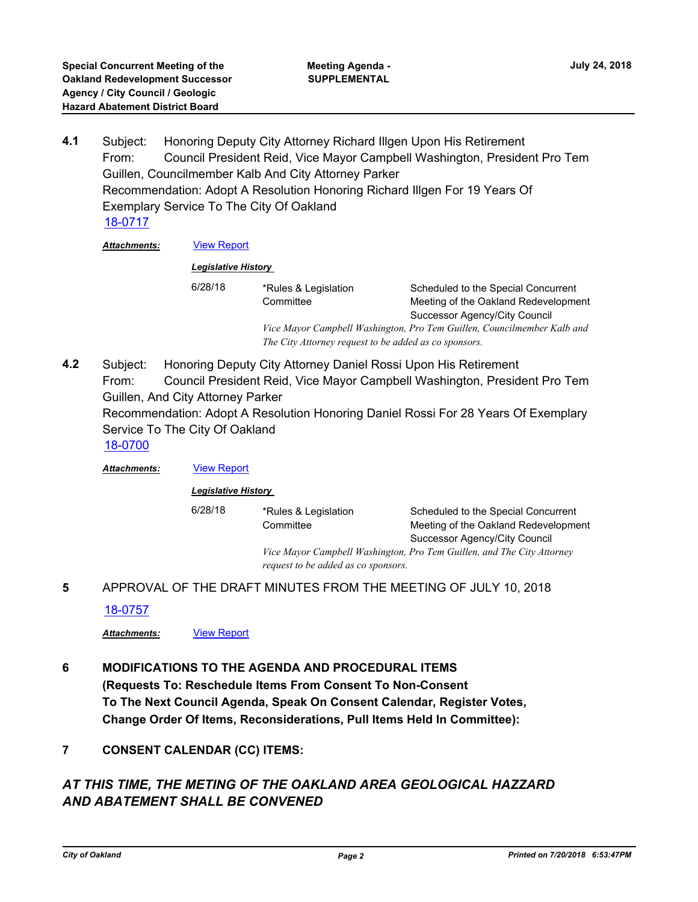**4.1** Subject: Honoring Deputy City Attorney Richard Illgen Upon His Retirement
From: Council President Reid, Vice Mayor Campbell Washington, President Pro Tem Guillen, Councilmember Kalb And City Attorney Parker
Recommendation: Adopt A Resolution Honoring Richard Illgen For 19 Years Of Exemplary Service To The City Of Oakland
[18-0717]

***Attachments:*** [View Report]

***Legislative History***

| | | |
|---|---|---|
| 6/28/18 | *Rules & Legislation Committee | Scheduled to the Special Concurrent Meeting of the Oakland Redevelopment Successor Agency/City Council |

*Vice Mayor Campbell Washington, Pro Tem Guillen, Councilmember Kalb and The City Attorney request to be added as co sponsors.*

**4.2** Subject: Honoring Deputy City Attorney Daniel Rossi Upon His Retirement
From: Council President Reid, Vice Mayor Campbell Washington, President Pro Tem Guillen, And City Attorney Parker
Recommendation: Adopt A Resolution Honoring Daniel Rossi For 28 Years Of Exemplary Service To The City Of Oakland
[18-0700]

***Attachments:*** [View Report]

***Legislative History***

| | | |
|---|---|---|
| 6/28/18 | *Rules & Legislation Committee | Scheduled to the Special Concurrent Meeting of the Oakland Redevelopment Successor Agency/City Council |

*Vice Mayor Campbell Washington, Pro Tem Guillen, and The City Attorney request to be added as co sponsors.*

**5** APPROVAL OF THE DRAFT MINUTES FROM THE MEETING OF JULY 10, 2018

[18-0757]

***Attachments:*** [View Report]

**6 MODIFICATIONS TO THE AGENDA AND PROCEDURAL ITEMS (Requests To: Reschedule Items From Consent To Non-Consent To The Next Council Agenda, Speak On Consent Calendar, Register Votes, Change Order Of Items, Reconsiderations, Pull Items Held In Committee):**

**7 CONSENT CALENDAR (CC) ITEMS:**

***AT THIS TIME, THE METING OF THE OAKLAND AREA GEOLOGICAL HAZZARD AND ABATEMENT SHALL BE CONVENED***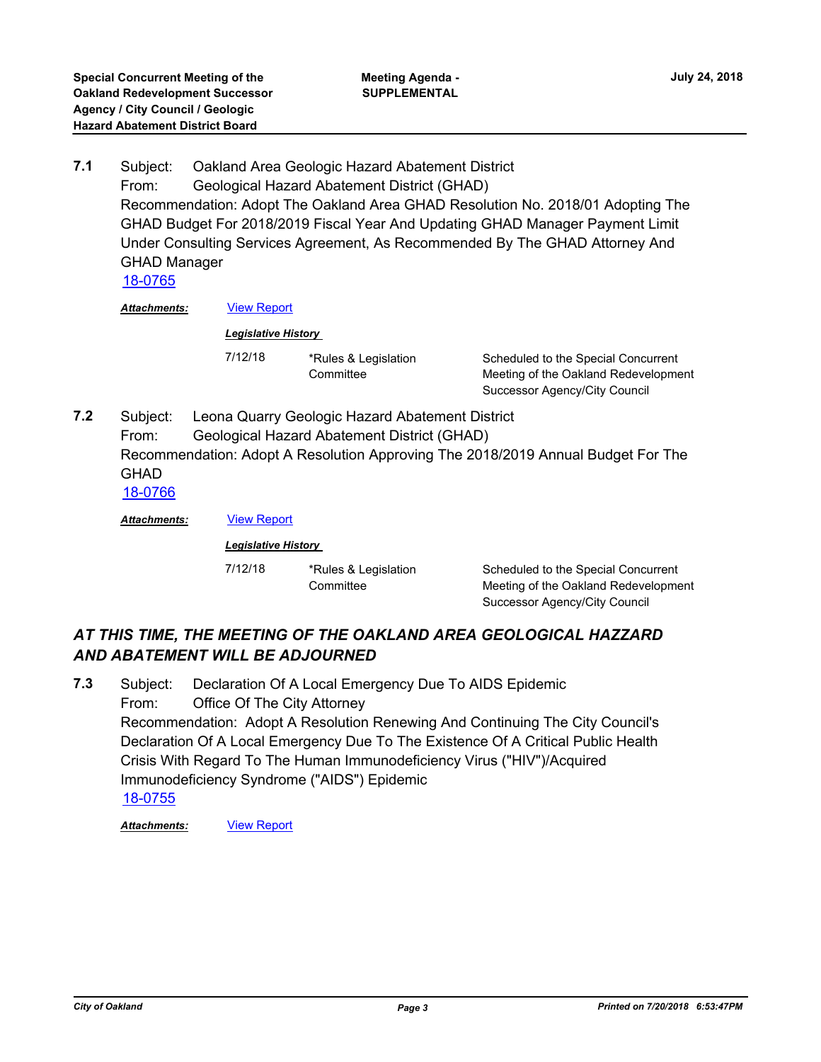**7.1** Subject: Oakland Area Geologic Hazard Abatement District
From: Geological Hazard Abatement District (GHAD)
Recommendation: Adopt The Oakland Area GHAD Resolution No. 2018/01 Adopting The GHAD Budget For 2018/2019 Fiscal Year And Updating GHAD Manager Payment Limit Under Consulting Services Agreement, As Recommended By The GHAD Attorney And GHAD Manager
18-0765

***Attachments:*** View Report

***Legislative History***

| | | |
|---|---|---|
| 7/12/18 | *Rules & Legislation Committee | Scheduled to the Special Concurrent Meeting of the Oakland Redevelopment Successor Agency/City Council |

**7.2** Subject: Leona Quarry Geologic Hazard Abatement District
From: Geological Hazard Abatement District (GHAD)
Recommendation: Adopt A Resolution Approving The 2018/2019 Annual Budget For The GHAD
18-0766

***Attachments:*** View Report

***Legislative History***

| | | |
|---|---|---|
| 7/12/18 | *Rules & Legislation Committee | Scheduled to the Special Concurrent Meeting of the Oakland Redevelopment Successor Agency/City Council |

***AT THIS TIME, THE MEETING OF THE OAKLAND AREA GEOLOGICAL HAZZARD AND ABATEMENT WILL BE ADJOURNED***

**7.3** Subject: Declaration Of A Local Emergency Due To AIDS Epidemic
From: Office Of The City Attorney
Recommendation: Adopt A Resolution Renewing And Continuing The City Council's Declaration Of A Local Emergency Due To The Existence Of A Critical Public Health Crisis With Regard To The Human Immunodeficiency Virus ("HIV")/Acquired Immunodeficiency Syndrome ("AIDS") Epidemic
18-0755

***Attachments:*** View Report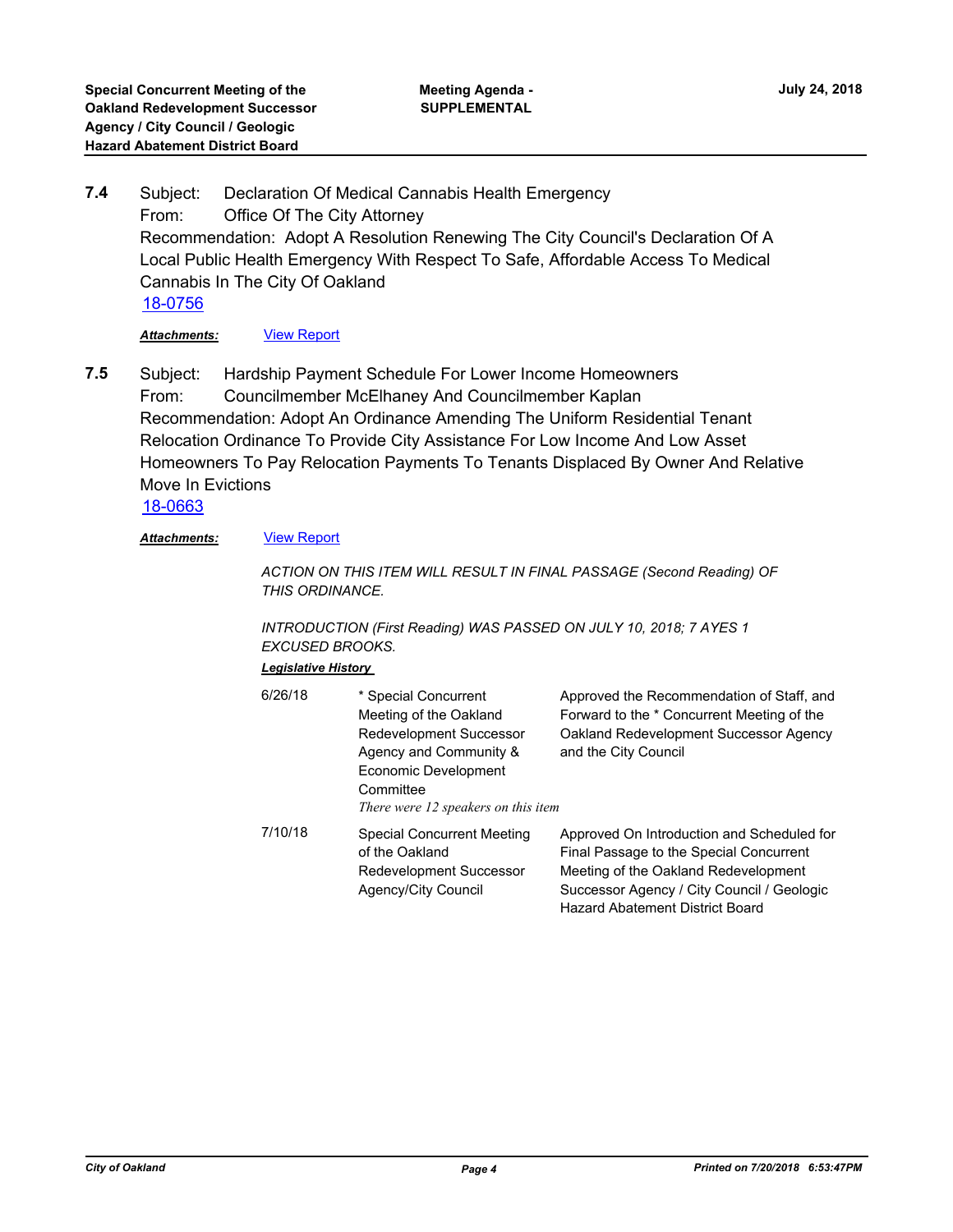**7.4** Subject: Declaration Of Medical Cannabis Health Emergency
From: Office Of The City Attorney
Recommendation: Adopt A Resolution Renewing The City Council's Declaration Of A Local Public Health Emergency With Respect To Safe, Affordable Access To Medical Cannabis In The City Of Oakland
18-0756

***Attachments:*** View Report

**7.5** Subject: Hardship Payment Schedule For Lower Income Homeowners
From: Councilmember McElhaney And Councilmember Kaplan
Recommendation: Adopt An Ordinance Amending The Uniform Residential Tenant Relocation Ordinance To Provide City Assistance For Low Income And Low Asset Homeowners To Pay Relocation Payments To Tenants Displaced By Owner And Relative Move In Evictions
18-0663

***Attachments:*** View Report

*ACTION ON THIS ITEM WILL RESULT IN FINAL PASSAGE (Second Reading) OF THIS ORDINANCE.*

*INTRODUCTION (First Reading) WAS PASSED ON JULY 10, 2018; 7 AYES 1 EXCUSED BROOKS.*

***Legislative History***

| | | |
|---|---|---|
| 6/26/18 | * Special Concurrent Meeting of the Oakland Redevelopment Successor Agency and Community & Economic Development Committee<br>*There were 12 speakers on this item* | Approved the Recommendation of Staff, and Forward to the * Concurrent Meeting of the Oakland Redevelopment Successor Agency and the City Council |
| 7/10/18 | Special Concurrent Meeting of the Oakland Redevelopment Successor Agency/City Council | Approved On Introduction and Scheduled for Final Passage to the Special Concurrent Meeting of the Oakland Redevelopment Successor Agency / City Council / Geologic Hazard Abatement District Board |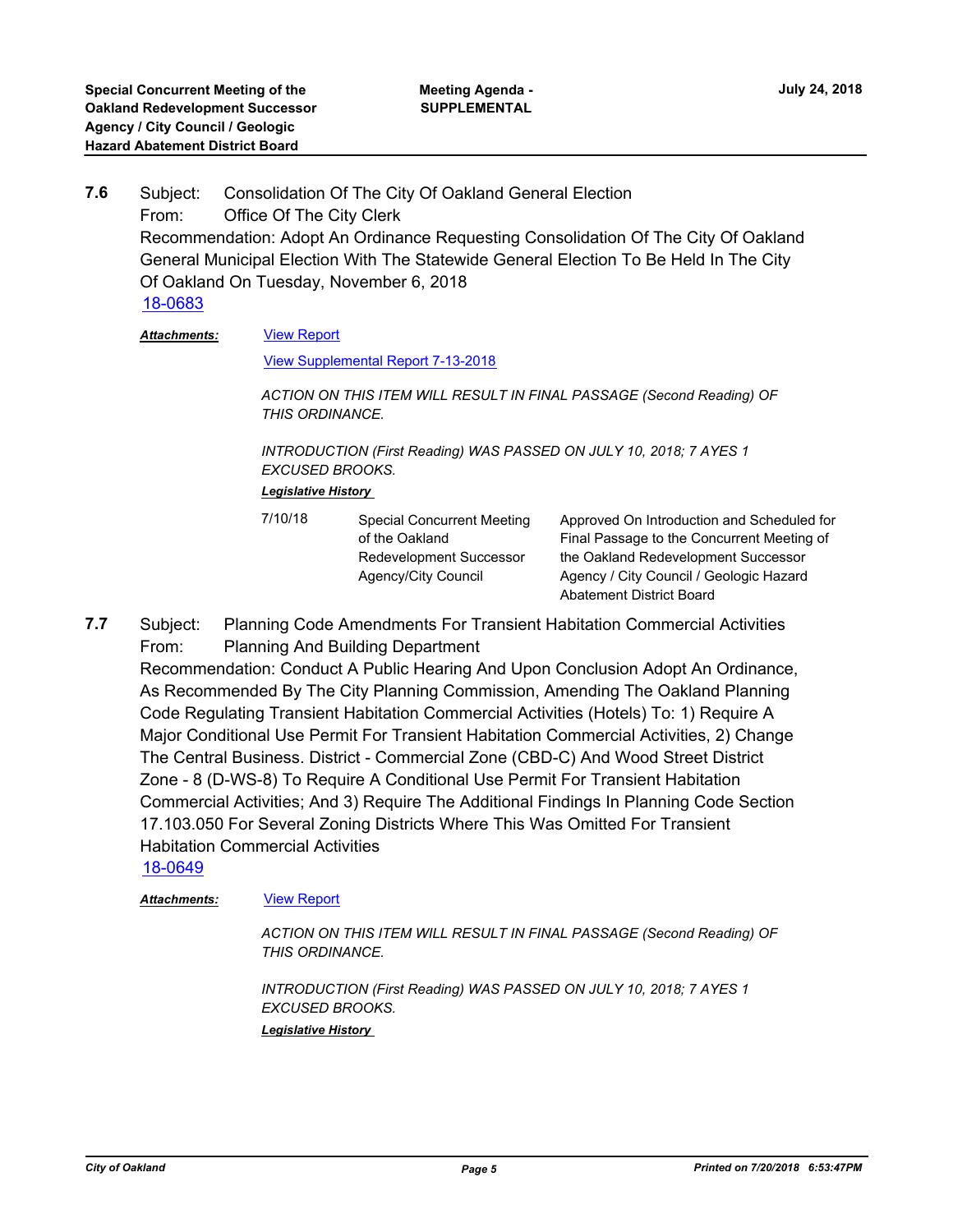**7.6** Subject: Consolidation Of The City Of Oakland General Election
From: Office Of The City Clerk
Recommendation: Adopt An Ordinance Requesting Consolidation Of The City Of Oakland General Municipal Election With The Statewide General Election To Be Held In The City Of Oakland On Tuesday, November 6, 2018
18-0683

***Attachments:*** View Report

View Supplemental Report 7-13-2018

*ACTION ON THIS ITEM WILL RESULT IN FINAL PASSAGE (Second Reading) OF THIS ORDINANCE.*

*INTRODUCTION (First Reading) WAS PASSED ON JULY 10, 2018; 7 AYES 1 EXCUSED BROOKS.*

***Legislative History***

| | | |
|---|---|---|
| 7/10/18 | Special Concurrent Meeting of the Oakland Redevelopment Successor Agency/City Council | Approved On Introduction and Scheduled for Final Passage to the Concurrent Meeting of the Oakland Redevelopment Successor Agency / City Council / Geologic Hazard Abatement District Board |

**7.7** Subject: Planning Code Amendments For Transient Habitation Commercial Activities
From: Planning And Building Department
Recommendation: Conduct A Public Hearing And Upon Conclusion Adopt An Ordinance, As Recommended By The City Planning Commission, Amending The Oakland Planning Code Regulating Transient Habitation Commercial Activities (Hotels) To: 1) Require A Major Conditional Use Permit For Transient Habitation Commercial Activities, 2) Change The Central Business. District - Commercial Zone (CBD-C) And Wood Street District Zone - 8 (D-WS-8) To Require A Conditional Use Permit For Transient Habitation Commercial Activities; And 3) Require The Additional Findings In Planning Code Section 17.103.050 For Several Zoning Districts Where This Was Omitted For Transient Habitation Commercial Activities
18-0649

***Attachments:*** View Report

*ACTION ON THIS ITEM WILL RESULT IN FINAL PASSAGE (Second Reading) OF THIS ORDINANCE.*

*INTRODUCTION (First Reading) WAS PASSED ON JULY 10, 2018; 7 AYES 1 EXCUSED BROOKS.*

***Legislative History***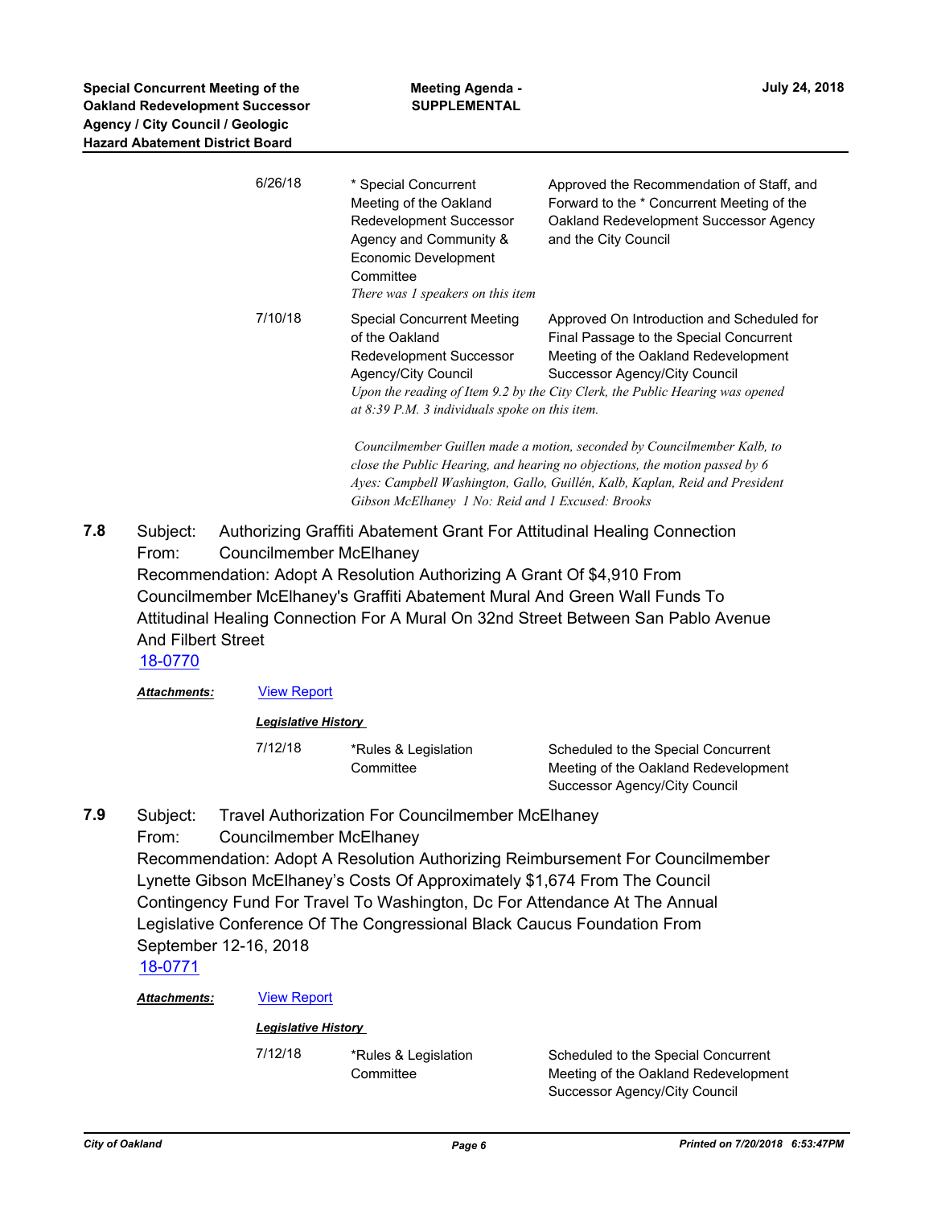| | | |
|---|---|---|
| 6/26/18 | * Special Concurrent Meeting of the Oakland Redevelopment Successor Agency and Community & Economic Development Committee<br>*There was 1 speakers on this item* | Approved the Recommendation of Staff, and Forward to the * Concurrent Meeting of the Oakland Redevelopment Successor Agency and the City Council |
| 7/10/18 | Special Concurrent Meeting of the Oakland Redevelopment Successor Agency/City Council | Approved On Introduction and Scheduled for Final Passage to the Special Concurrent Meeting of the Oakland Redevelopment Successor Agency/City Council |

*Upon the reading of Item 9.2 by the City Clerk, the Public Hearing was opened at 8:39 P.M. 3 individuals spoke on this item.*

*Councilmember Guillen made a motion, seconded by Councilmember Kalb, to close the Public Hearing, and hearing no objections, the motion passed by 6 Ayes: Campbell Washington, Gallo, Guillén, Kalb, Kaplan, Reid and President Gibson McElhaney 1 No: Reid and 1 Excused: Brooks*

**7.8** Subject: Authorizing Graffiti Abatement Grant For Attitudinal Healing Connection
From: Councilmember McElhaney
Recommendation: Adopt A Resolution Authorizing A Grant Of $4,910 From Councilmember McElhaney's Graffiti Abatement Mural And Green Wall Funds To Attitudinal Healing Connection For A Mural On 32nd Street Between San Pablo Avenue And Filbert Street
18-0770

***Attachments:*** View Report

***Legislative History***

| | | |
|---|---|---|
| 7/12/18 | *Rules & Legislation Committee | Scheduled to the Special Concurrent Meeting of the Oakland Redevelopment Successor Agency/City Council |

**7.9** Subject: Travel Authorization For Councilmember McElhaney
From: Councilmember McElhaney
Recommendation: Adopt A Resolution Authorizing Reimbursement For Councilmember Lynette Gibson McElhaney's Costs Of Approximately $1,674 From The Council Contingency Fund For Travel To Washington, Dc For Attendance At The Annual Legislative Conference Of The Congressional Black Caucus Foundation From September 12-16, 2018
18-0771

***Attachments:*** View Report

***Legislative History***

| | | |
|---|---|---|
| 7/12/18 | *Rules & Legislation Committee | Scheduled to the Special Concurrent Meeting of the Oakland Redevelopment Successor Agency/City Council |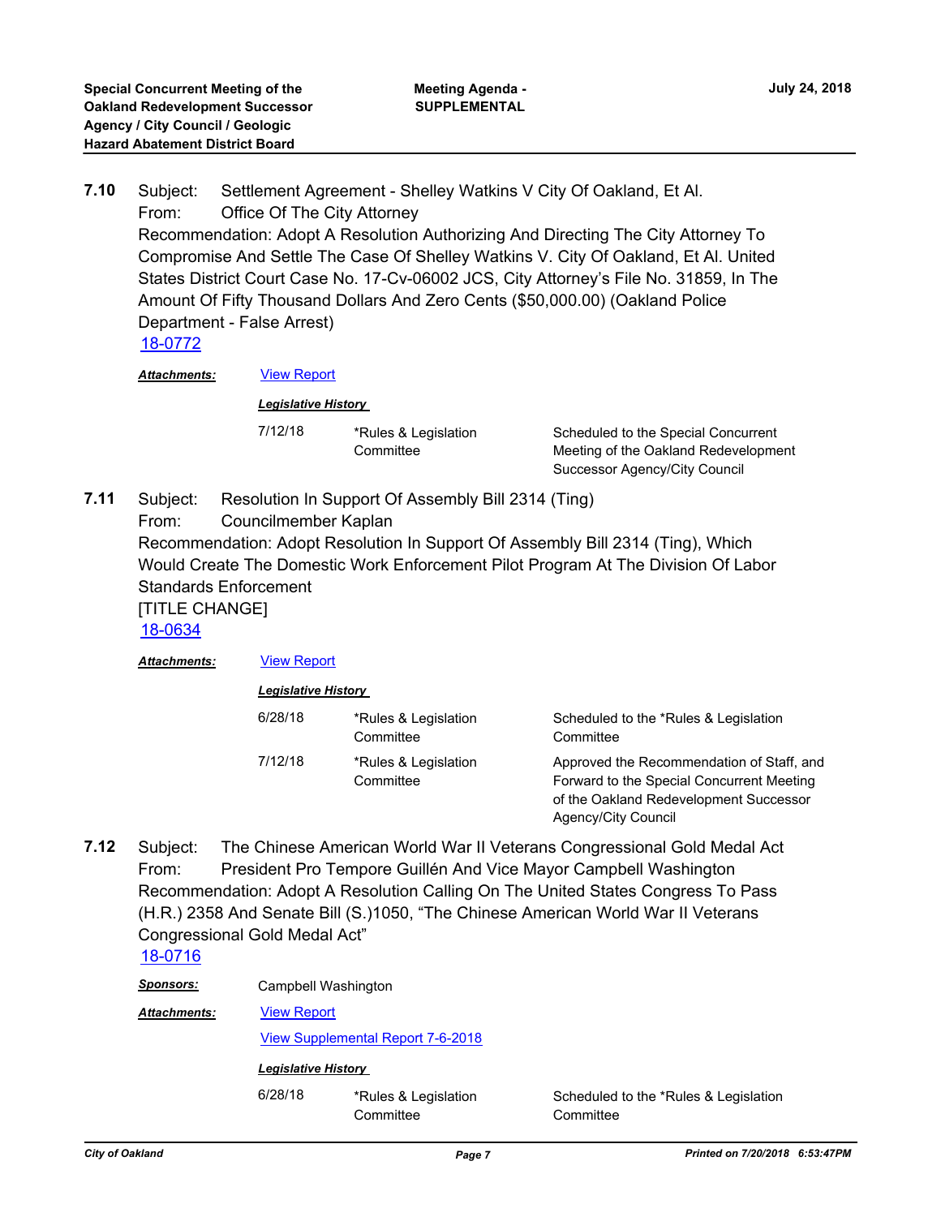**7.10** Subject: Settlement Agreement - Shelley Watkins V City Of Oakland, Et Al.
From: Office Of The City Attorney
Recommendation: Adopt A Resolution Authorizing And Directing The City Attorney To Compromise And Settle The Case Of Shelley Watkins V. City Of Oakland, Et Al. United States District Court Case No. 17-Cv-06002 JCS, City Attorney's File No. 31859, In The Amount Of Fifty Thousand Dollars And Zero Cents ($50,000.00) (Oakland Police Department - False Arrest)
18-0772

***Attachments:*** View Report

***Legislative History***

| | | |
|---|---|---|
| 7/12/18 | *Rules & Legislation Committee | Scheduled to the Special Concurrent Meeting of the Oakland Redevelopment Successor Agency/City Council |

**7.11** Subject: Resolution In Support Of Assembly Bill 2314 (Ting)
From: Councilmember Kaplan
Recommendation: Adopt Resolution In Support Of Assembly Bill 2314 (Ting), Which Would Create The Domestic Work Enforcement Pilot Program At The Division Of Labor Standards Enforcement
[TITLE CHANGE]
18-0634

***Attachments:*** View Report

***Legislative History***

| | | |
|---|---|---|
| 6/28/18 | *Rules & Legislation Committee | Scheduled to the *Rules & Legislation Committee |
| 7/12/18 | *Rules & Legislation Committee | Approved the Recommendation of Staff, and Forward to the Special Concurrent Meeting of the Oakland Redevelopment Successor Agency/City Council |

**7.12** Subject: The Chinese American World War II Veterans Congressional Gold Medal Act
From: President Pro Tempore Guillén And Vice Mayor Campbell Washington
Recommendation: Adopt A Resolution Calling On The United States Congress To Pass (H.R.) 2358 And Senate Bill (S.)1050, "The Chinese American World War II Veterans Congressional Gold Medal Act"
18-0716

***Sponsors:*** Campbell Washington

***Attachments:*** View Report
View Supplemental Report 7-6-2018

***Legislative History***

| | | |
|---|---|---|
| 6/28/18 | *Rules & Legislation Committee | Scheduled to the *Rules & Legislation Committee |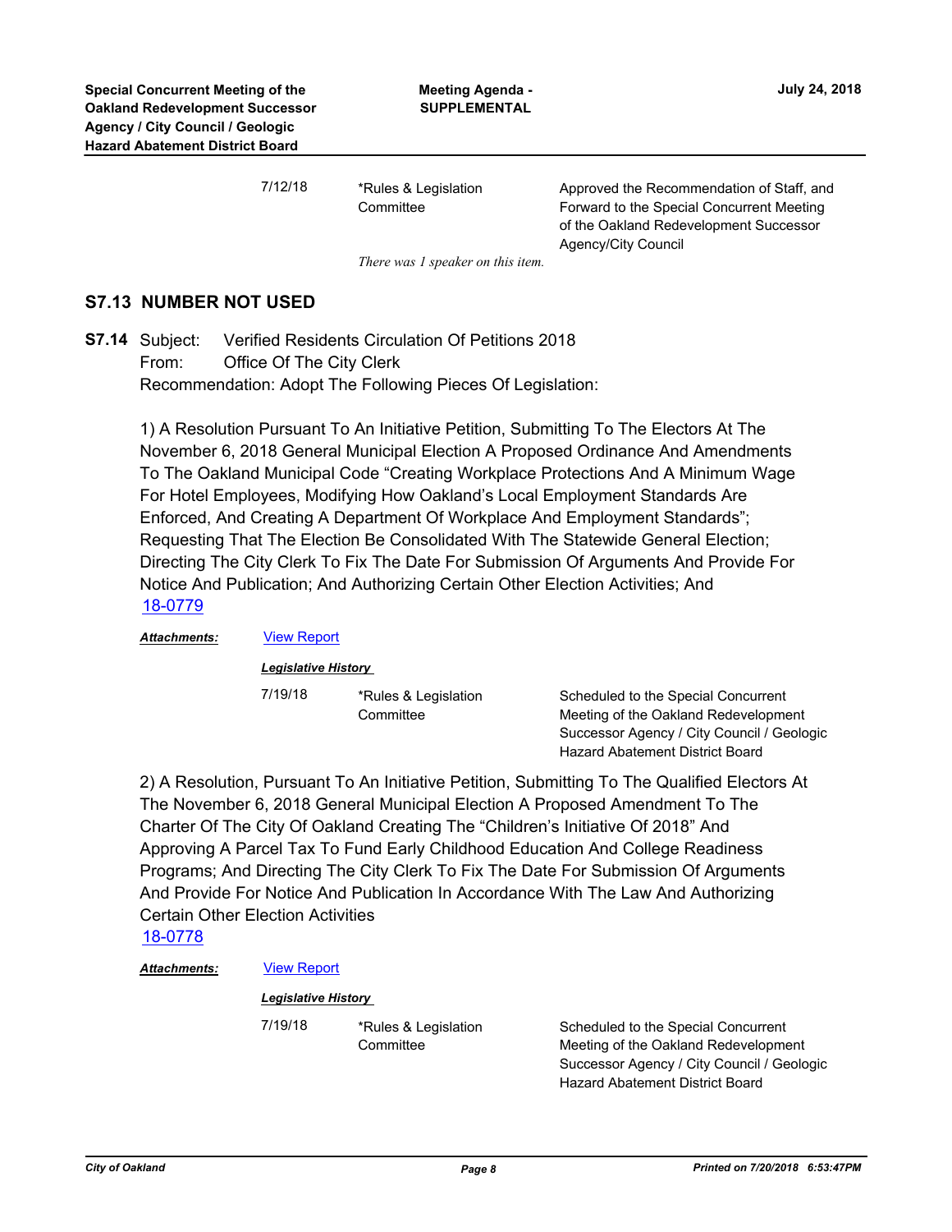| | | |
|---|---|---|
| 7/12/18 | *Rules & Legislation Committee | Approved the Recommendation of Staff, and Forward to the Special Concurrent Meeting of the Oakland Redevelopment Successor Agency/City Council |

*There was 1 speaker on this item.*

## S7.13 NUMBER NOT USED

**S7.14** Subject: Verified Residents Circulation Of Petitions 2018
From: Office Of The City Clerk
Recommendation: Adopt The Following Pieces Of Legislation:

1) A Resolution Pursuant To An Initiative Petition, Submitting To The Electors At The November 6, 2018 General Municipal Election A Proposed Ordinance And Amendments To The Oakland Municipal Code "Creating Workplace Protections And A Minimum Wage For Hotel Employees, Modifying How Oakland's Local Employment Standards Are Enforced, And Creating A Department Of Workplace And Employment Standards"; Requesting That The Election Be Consolidated With The Statewide General Election; Directing The City Clerk To Fix The Date For Submission Of Arguments And Provide For Notice And Publication; And Authorizing Certain Other Election Activities; And
18-0779

***Attachments:*** View Report

***Legislative History***

| | | |
|---|---|---|
| 7/19/18 | *Rules & Legislation Committee | Scheduled to the Special Concurrent Meeting of the Oakland Redevelopment Successor Agency / City Council / Geologic Hazard Abatement District Board |

2) A Resolution, Pursuant To An Initiative Petition, Submitting To The Qualified Electors At The November 6, 2018 General Municipal Election A Proposed Amendment To The Charter Of The City Of Oakland Creating The "Children's Initiative Of 2018" And Approving A Parcel Tax To Fund Early Childhood Education And College Readiness Programs; And Directing The City Clerk To Fix The Date For Submission Of Arguments And Provide For Notice And Publication In Accordance With The Law And Authorizing Certain Other Election Activities
18-0778

***Attachments:*** View Report

***Legislative History***

| | | |
|---|---|---|
| 7/19/18 | *Rules & Legislation Committee | Scheduled to the Special Concurrent Meeting of the Oakland Redevelopment Successor Agency / City Council / Geologic Hazard Abatement District Board |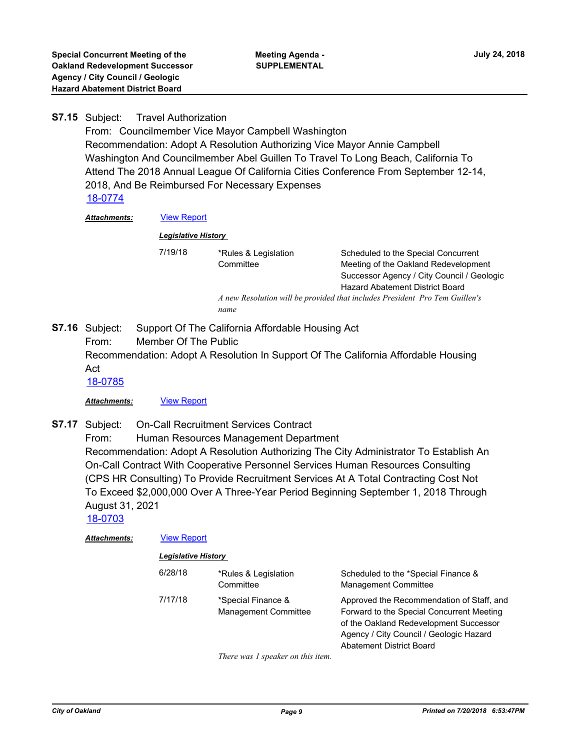**S7.15** Subject: Travel Authorization

From: Councilmember Vice Mayor Campbell Washington

Recommendation: Adopt A Resolution Authorizing Vice Mayor Annie Campbell Washington And Councilmember Abel Guillen To Travel To Long Beach, California To Attend The 2018 Annual League Of California Cities Conference From September 12-14, 2018, And Be Reimbursed For Necessary Expenses

[18-0774]

***Attachments:*** [View Report]

***Legislative History***

| | | |
|---|---|---|
| 7/19/18 | *Rules & Legislation Committee | Scheduled to the Special Concurrent Meeting of the Oakland Redevelopment Successor Agency / City Council / Geologic Hazard Abatement District Board |

*A new Resolution will be provided that includes President Pro Tem Guillen's name*

**S7.16** Subject: Support Of The California Affordable Housing Act

From: Member Of The Public

Recommendation: Adopt A Resolution In Support Of The California Affordable Housing Act

[18-0785]

***Attachments:*** [View Report]

**S7.17** Subject: On-Call Recruitment Services Contract

From: Human Resources Management Department

Recommendation: Adopt A Resolution Authorizing The City Administrator To Establish An On-Call Contract With Cooperative Personnel Services Human Resources Consulting (CPS HR Consulting) To Provide Recruitment Services At A Total Contracting Cost Not To Exceed $2,000,000 Over A Three-Year Period Beginning September 1, 2018 Through August 31, 2021

[18-0703]

***Attachments:*** [View Report]

***Legislative History***

| | | |
|---|---|---|
| 6/28/18 | *Rules & Legislation Committee | Scheduled to the *Special Finance & Management Committee |
| 7/17/18 | *Special Finance & Management Committee | Approved the Recommendation of Staff, and Forward to the Special Concurrent Meeting of the Oakland Redevelopment Successor Agency / City Council / Geologic Hazard Abatement District Board |

*There was 1 speaker on this item.*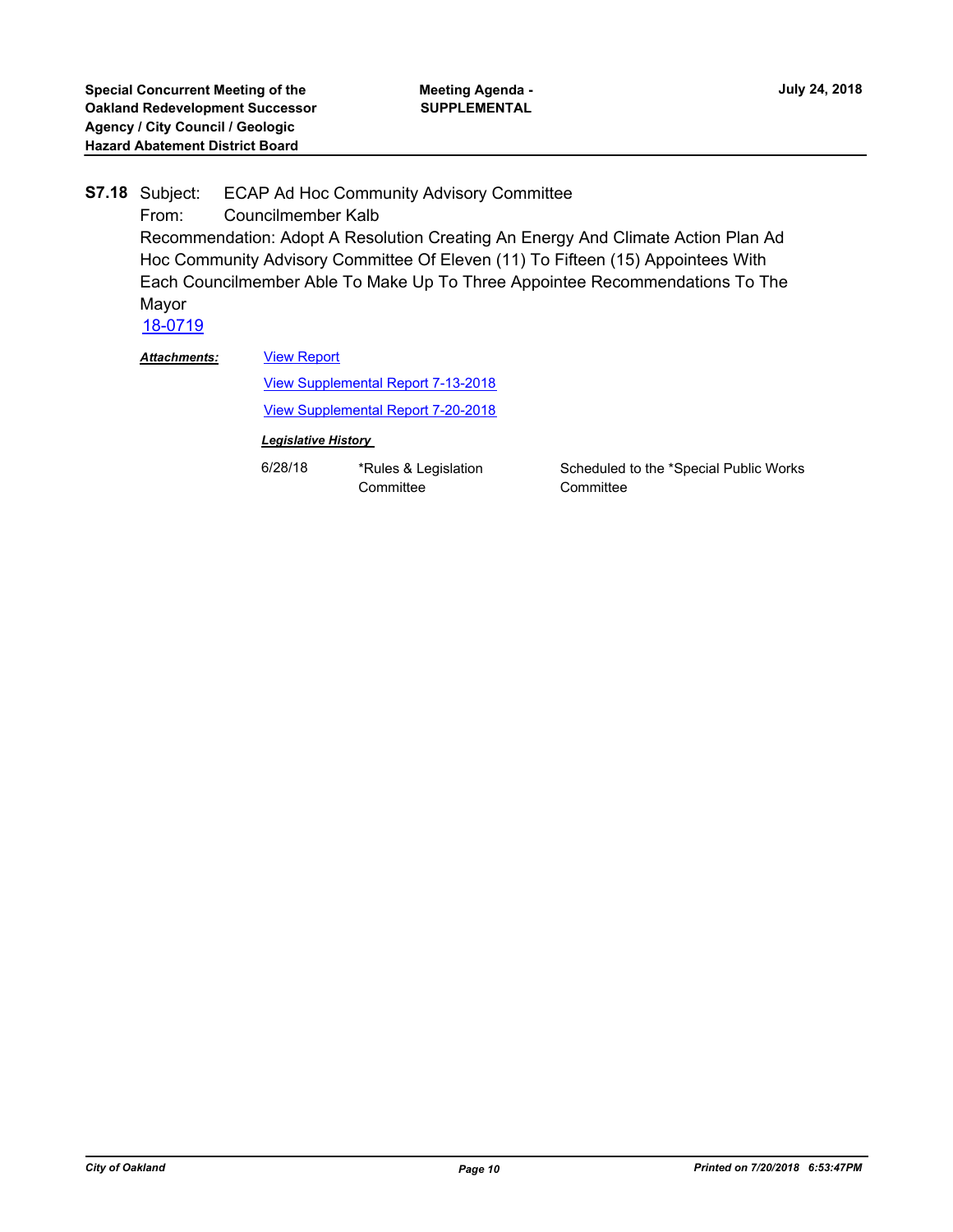**S7.18** Subject: ECAP Ad Hoc Community Advisory Committee

From: Councilmember Kalb

Recommendation: Adopt A Resolution Creating An Energy And Climate Action Plan Ad Hoc Community Advisory Committee Of Eleven (11) To Fifteen (15) Appointees With Each Councilmember Able To Make Up To Three Appointee Recommendations To The Mayor

18-0719

***Attachments:*** View Report

View Supplemental Report 7-13-2018

View Supplemental Report 7-20-2018

***Legislative History***

| | | |
|---|---|---|
| 6/28/18 | *Rules & Legislation Committee | Scheduled to the *Special Public Works Committee |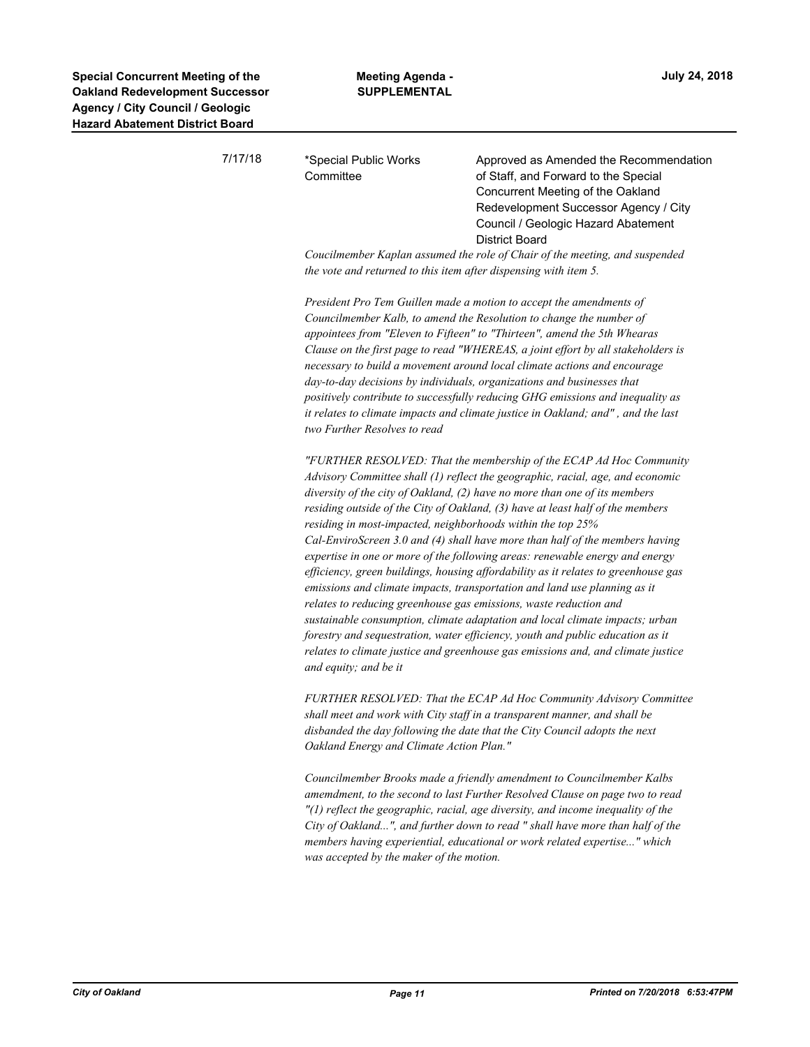| 7/17/18 | *Special Public Works Committee | Approved as Amended the Recommendation of Staff, and Forward to the Special Concurrent Meeting of the Oakland Redevelopment Successor Agency / City Council / Geologic Hazard Abatement District Board |
|---|---|---|

*Coucilmember Kaplan assumed the role of Chair of the meeting, and suspended the vote and returned to this item after dispensing with item 5.*

*President Pro Tem Guillen made a motion to accept the amendments of Councilmember Kalb, to amend the Resolution to change the number of appointees from "Eleven to Fifteen" to "Thirteen", amend the 5th Whearas Clause on the first page to read "WHEREAS, a joint effort by all stakeholders is necessary to build a movement around local climate actions and encourage day-to-day decisions by individuals, organizations and businesses that positively contribute to successfully reducing GHG emissions and inequality as it relates to climate impacts and climate justice in Oakland; and" , and the last two Further Resolves to read*

*"FURTHER RESOLVED: That the membership of the ECAP Ad Hoc Community Advisory Committee shall (1) reflect the geographic, racial, age, and economic diversity of the city of Oakland, (2) have no more than one of its members residing outside of the City of Oakland, (3) have at least half of the members residing in most-impacted, neighborhoods within the top 25% Cal-EnviroScreen 3.0 and (4) shall have more than half of the members having expertise in one or more of the following areas: renewable energy and energy efficiency, green buildings, housing affordability as it relates to greenhouse gas emissions and climate impacts, transportation and land use planning as it relates to reducing greenhouse gas emissions, waste reduction and sustainable consumption, climate adaptation and local climate impacts; urban forestry and sequestration, water efficiency, youth and public education as it relates to climate justice and greenhouse gas emissions and, and climate justice and equity; and be it*

*FURTHER RESOLVED: That the ECAP Ad Hoc Community Advisory Committee shall meet and work with City staff in a transparent manner, and shall be disbanded the day following the date that the City Council adopts the next Oakland Energy and Climate Action Plan."*

*Councilmember Brooks made a friendly amendment to Councilmember Kalbs amemdment, to the second to last Further Resolved Clause on page two to read "(1) reflect the geographic, racial, age diversity, and income inequality of the City of Oakland...", and further down to read " shall have more than half of the members having experiential, educational or work related expertise..." which was accepted by the maker of the motion.*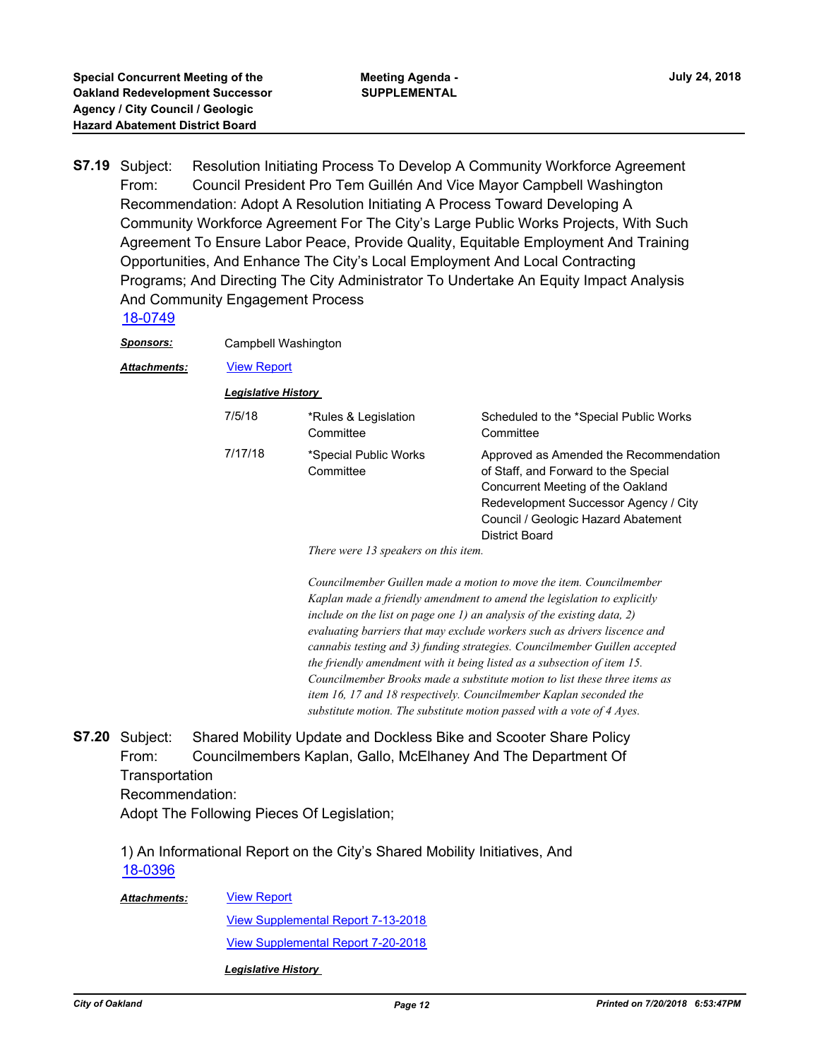**S7.19** Subject: Resolution Initiating Process To Develop A Community Workforce Agreement
From: Council President Pro Tem Guillén And Vice Mayor Campbell Washington
Recommendation: Adopt A Resolution Initiating A Process Toward Developing A Community Workforce Agreement For The City's Large Public Works Projects, With Such Agreement To Ensure Labor Peace, Provide Quality, Equitable Employment And Training Opportunities, And Enhance The City's Local Employment And Local Contracting Programs; And Directing The City Administrator To Undertake An Equity Impact Analysis And Community Engagement Process
18-0749

***Sponsors:*** Campbell Washington

***Attachments:*** View Report

***Legislative History***

| | | |
|---|---|---|
| 7/5/18 | *Rules & Legislation Committee | Scheduled to the *Special Public Works Committee |
| 7/17/18 | *Special Public Works Committee | Approved as Amended the Recommendation of Staff, and Forward to the Special Concurrent Meeting of the Oakland Redevelopment Successor Agency / City Council / Geologic Hazard Abatement District Board |

*There were 13 speakers on this item.*

*Councilmember Guillen made a motion to move the item. Councilmember Kaplan made a friendly amendment to amend the legislation to explicitly include on the list on page one 1) an analysis of the existing data, 2) evaluating barriers that may exclude workers such as drivers liscence and cannabis testing and 3) funding strategies. Councilmember Guillen accepted the friendly amendment with it being listed as a subsection of item 15. Councilmember Brooks made a substitute motion to list these three items as item 16, 17 and 18 respectively. Councilmember Kaplan seconded the substitute motion. The substitute motion passed with a vote of 4 Ayes.*

**S7.20** Subject: Shared Mobility Update and Dockless Bike and Scooter Share Policy
From: Councilmembers Kaplan, Gallo, McElhaney And The Department Of Transportation
Recommendation:
Adopt The Following Pieces Of Legislation;

1) An Informational Report on the City's Shared Mobility Initiatives, And
18-0396

***Attachments:*** View Report
View Supplemental Report 7-13-2018
View Supplemental Report 7-20-2018

***Legislative History***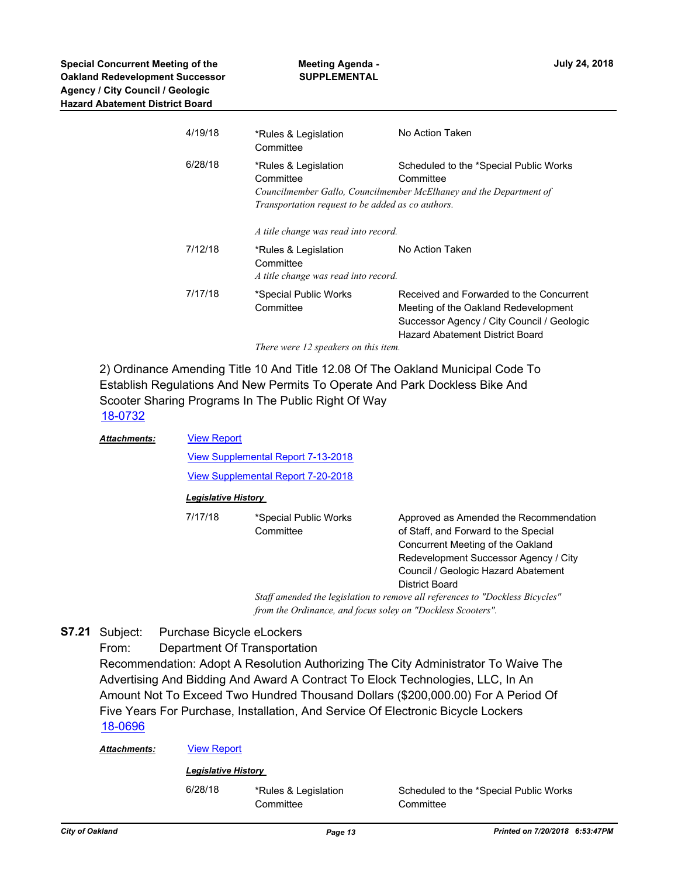| | | |
|---|---|---|
| 4/19/18 | *Rules & Legislation Committee | No Action Taken |
| 6/28/18 | *Rules & Legislation Committee | Scheduled to the *Special Public Works Committee |

*Councilmember Gallo, Councilmember McElhaney and the Department of Transportation request to be added as co authors.*

*A title change was read into record.*

| | | |
|---|---|---|
| 7/12/18 | *Rules & Legislation Committee | No Action Taken |

*A title change was read into record.*

| | | |
|---|---|---|
| 7/17/18 | *Special Public Works Committee | Received and Forwarded to the Concurrent Meeting of the Oakland Redevelopment Successor Agency / City Council / Geologic Hazard Abatement District Board |

*There were 12 speakers on this item.*

2) Ordinance Amending Title 10 And Title 12.08 Of The Oakland Municipal Code To Establish Regulations And New Permits To Operate And Park Dockless Bike And Scooter Sharing Programs In The Public Right Of Way

18-0732

***Attachments:*** View Report

View Supplemental Report 7-13-2018

View Supplemental Report 7-20-2018

***Legislative History***

| | | |
|---|---|---|
| 7/17/18 | *Special Public Works Committee | Approved as Amended the Recommendation of Staff, and Forward to the Special Concurrent Meeting of the Oakland Redevelopment Successor Agency / City Council / Geologic Hazard Abatement District Board |

*Staff amended the legislation to remove all references to "Dockless Bicycles" from the Ordinance, and focus soley on "Dockless Scooters".*

**S7.21** Subject: Purchase Bicycle eLockers

From: Department Of Transportation

Recommendation: Adopt A Resolution Authorizing The City Administrator To Waive The Advertising And Bidding And Award A Contract To Elock Technologies, LLC, In An Amount Not To Exceed Two Hundred Thousand Dollars ($200,000.00) For A Period Of Five Years For Purchase, Installation, And Service Of Electronic Bicycle Lockers

18-0696

***Attachments:*** View Report

***Legislative History***

| | | |
|---|---|---|
| 6/28/18 | *Rules & Legislation Committee | Scheduled to the *Special Public Works Committee |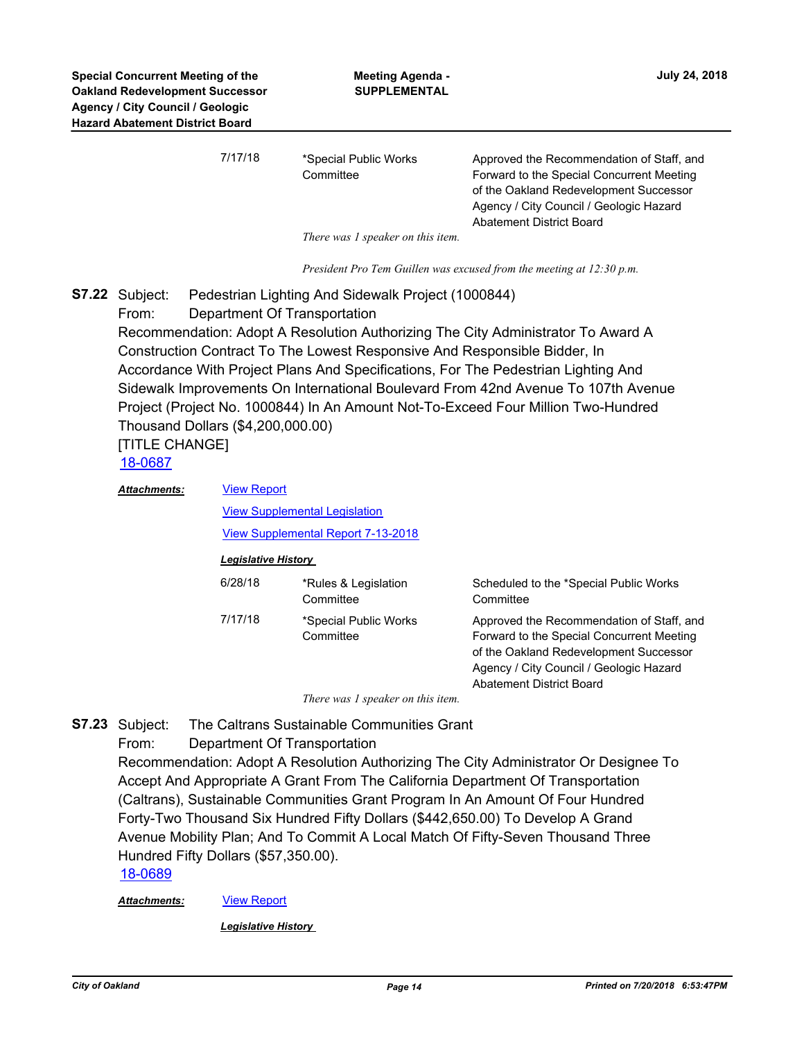| | | |
|---|---|---|
| 7/17/18 | *Special Public Works Committee | Approved the Recommendation of Staff, and Forward to the Special Concurrent Meeting of the Oakland Redevelopment Successor Agency / City Council / Geologic Hazard Abatement District Board |

*There was 1 speaker on this item.*

*President Pro Tem Guillen was excused from the meeting at 12:30 p.m.*

**S7.22** Subject: Pedestrian Lighting And Sidewalk Project (1000844)
From: Department Of Transportation
Recommendation: Adopt A Resolution Authorizing The City Administrator To Award A Construction Contract To The Lowest Responsive And Responsible Bidder, In Accordance With Project Plans And Specifications, For The Pedestrian Lighting And Sidewalk Improvements On International Boulevard From 42nd Avenue To 107th Avenue Project (Project No. 1000844) In An Amount Not-To-Exceed Four Million Two-Hundred Thousand Dollars ($4,200,000.00)
[TITLE CHANGE]
18-0687

***Attachments:*** View Report
View Supplemental Legislation
View Supplemental Report 7-13-2018

***Legislative History***

| | | |
|---|---|---|
| 6/28/18 | *Rules & Legislation Committee | Scheduled to the *Special Public Works Committee |
| 7/17/18 | *Special Public Works Committee | Approved the Recommendation of Staff, and Forward to the Special Concurrent Meeting of the Oakland Redevelopment Successor Agency / City Council / Geologic Hazard Abatement District Board |

*There was 1 speaker on this item.*

**S7.23** Subject: The Caltrans Sustainable Communities Grant
From: Department Of Transportation
Recommendation: Adopt A Resolution Authorizing The City Administrator Or Designee To Accept And Appropriate A Grant From The California Department Of Transportation (Caltrans), Sustainable Communities Grant Program In An Amount Of Four Hundred Forty-Two Thousand Six Hundred Fifty Dollars ($442,650.00) To Develop A Grand Avenue Mobility Plan; And To Commit A Local Match Of Fifty-Seven Thousand Three Hundred Fifty Dollars ($57,350.00).
18-0689

***Attachments:*** View Report

***Legislative History***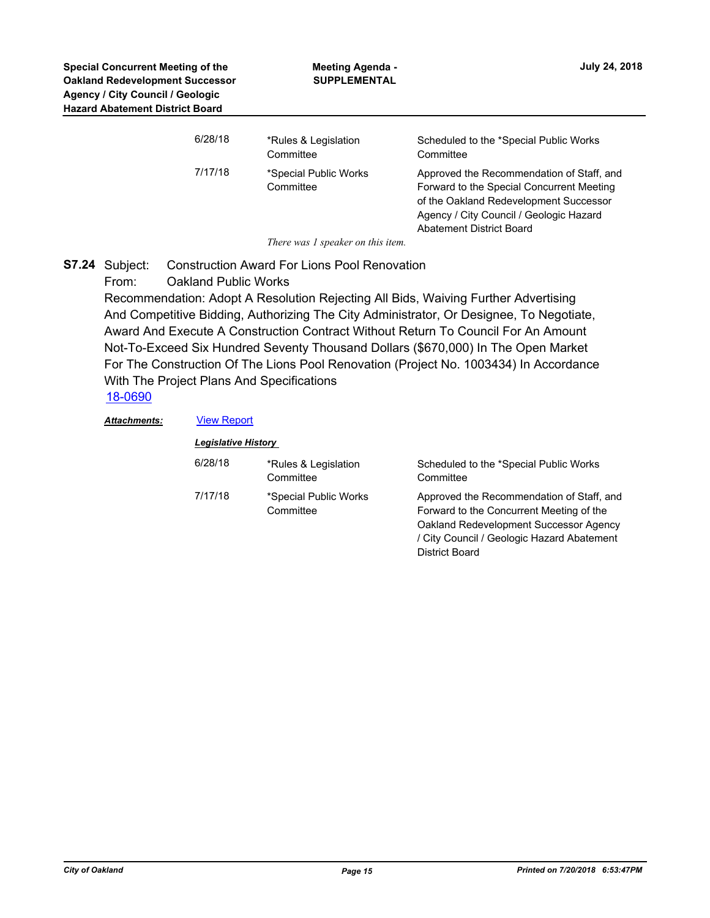| | | |
|---|---|---|
| 6/28/18 | *Rules & Legislation Committee | Scheduled to the *Special Public Works Committee |
| 7/17/18 | *Special Public Works Committee | Approved the Recommendation of Staff, and Forward to the Special Concurrent Meeting of the Oakland Redevelopment Successor Agency / City Council / Geologic Hazard Abatement District Board |

*There was 1 speaker on this item.*

**S7.24** Subject: Construction Award For Lions Pool Renovation

From: Oakland Public Works

Recommendation: Adopt A Resolution Rejecting All Bids, Waiving Further Advertising And Competitive Bidding, Authorizing The City Administrator, Or Designee, To Negotiate, Award And Execute A Construction Contract Without Return To Council For An Amount Not-To-Exceed Six Hundred Seventy Thousand Dollars ($670,000) In The Open Market For The Construction Of The Lions Pool Renovation (Project No. 1003434) In Accordance With The Project Plans And Specifications

18-0690

***Attachments:*** View Report

***Legislative History***

| | | |
|---|---|---|
| 6/28/18 | *Rules & Legislation Committee | Scheduled to the *Special Public Works Committee |
| 7/17/18 | *Special Public Works Committee | Approved the Recommendation of Staff, and Forward to the Concurrent Meeting of the Oakland Redevelopment Successor Agency / City Council / Geologic Hazard Abatement District Board |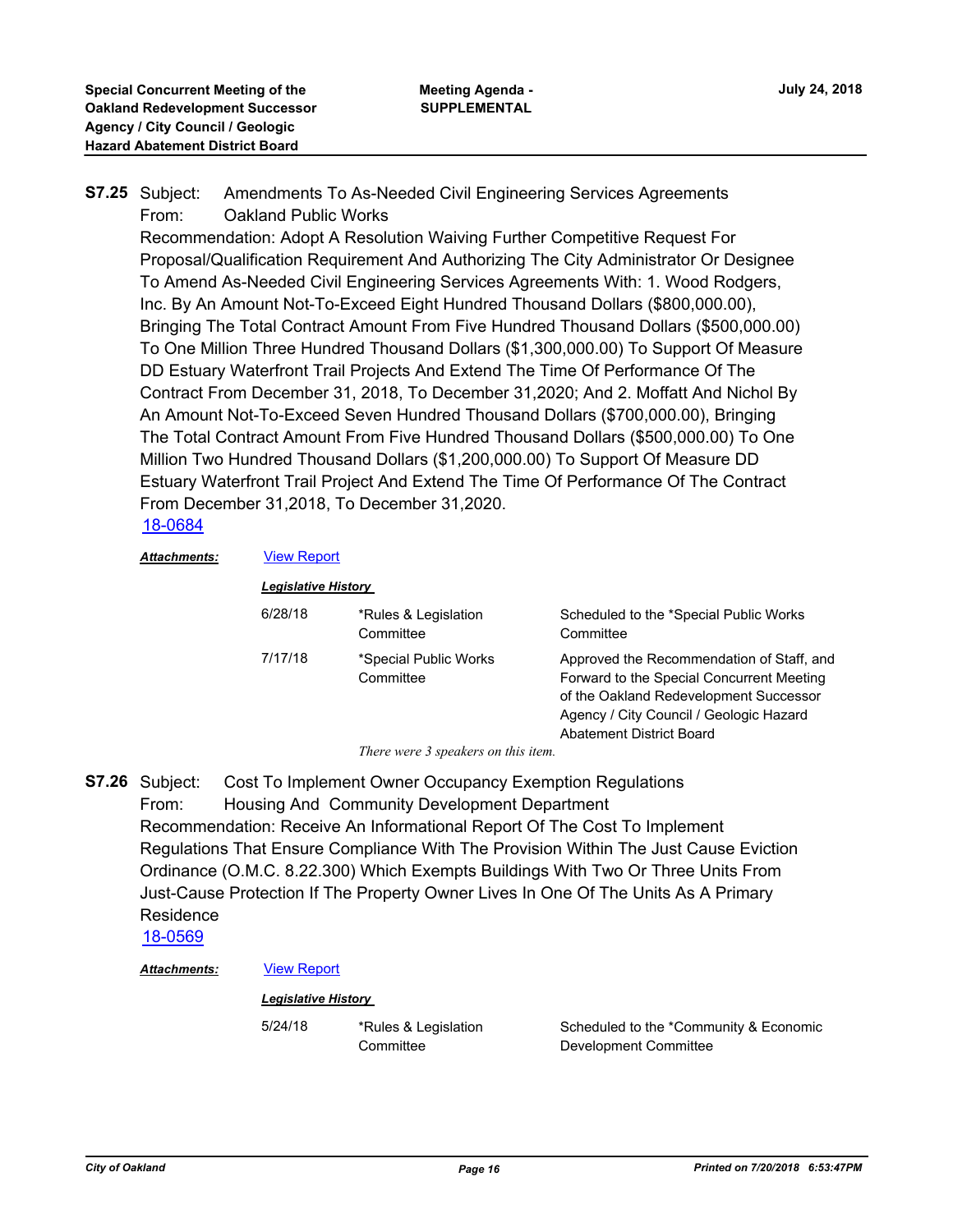**S7.25** Subject: Amendments To As-Needed Civil Engineering Services Agreements
From: Oakland Public Works
Recommendation: Adopt A Resolution Waiving Further Competitive Request For Proposal/Qualification Requirement And Authorizing The City Administrator Or Designee To Amend As-Needed Civil Engineering Services Agreements With: 1. Wood Rodgers, Inc. By An Amount Not-To-Exceed Eight Hundred Thousand Dollars ($800,000.00), Bringing The Total Contract Amount From Five Hundred Thousand Dollars ($500,000.00) To One Million Three Hundred Thousand Dollars ($1,300,000.00) To Support Of Measure DD Estuary Waterfront Trail Projects And Extend The Time Of Performance Of The Contract From December 31, 2018, To December 31,2020; And 2. Moffatt And Nichol By An Amount Not-To-Exceed Seven Hundred Thousand Dollars ($700,000.00), Bringing The Total Contract Amount From Five Hundred Thousand Dollars ($500,000.00) To One Million Two Hundred Thousand Dollars ($1,200,000.00) To Support Of Measure DD Estuary Waterfront Trail Project And Extend The Time Of Performance Of The Contract From December 31,2018, To December 31,2020.
18-0684

***Attachments:*** View Report

***Legislative History***

| | | |
|---|---|---|
| 6/28/18 | *Rules & Legislation Committee | Scheduled to the *Special Public Works Committee |
| 7/17/18 | *Special Public Works Committee | Approved the Recommendation of Staff, and Forward to the Special Concurrent Meeting of the Oakland Redevelopment Successor Agency / City Council / Geologic Hazard Abatement District Board |

*There were 3 speakers on this item.*

**S7.26** Subject: Cost To Implement Owner Occupancy Exemption Regulations
From: Housing And Community Development Department
Recommendation: Receive An Informational Report Of The Cost To Implement Regulations That Ensure Compliance With The Provision Within The Just Cause Eviction Ordinance (O.M.C. 8.22.300) Which Exempts Buildings With Two Or Three Units From Just-Cause Protection If The Property Owner Lives In One Of The Units As A Primary Residence
18-0569

***Attachments:*** View Report

***Legislative History***

| | | |
|---|---|---|
| 5/24/18 | *Rules & Legislation Committee | Scheduled to the *Community & Economic Development Committee |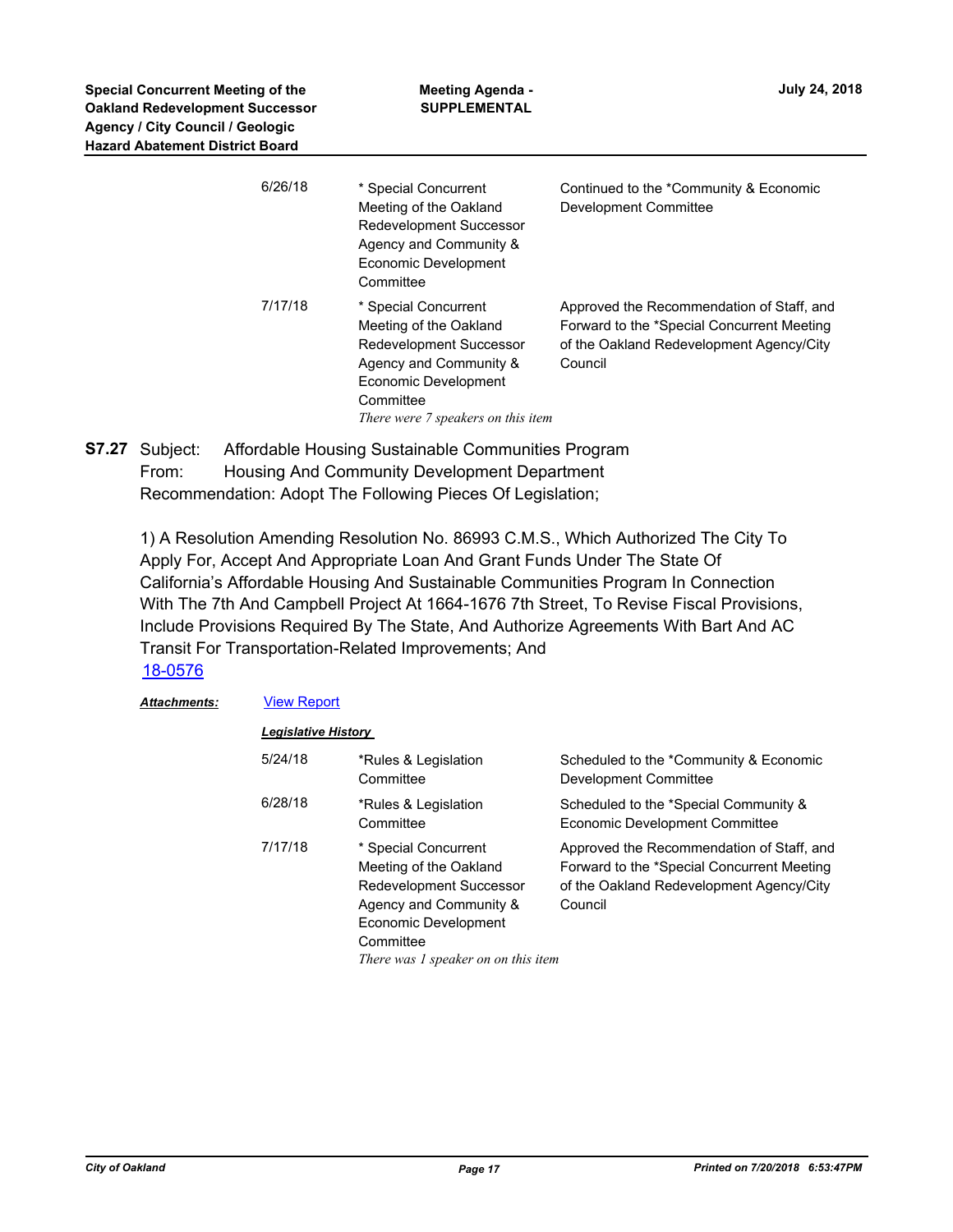| | | |
|---|---|---|
| 6/26/18 | * Special Concurrent Meeting of the Oakland Redevelopment Successor Agency and Community & Economic Development Committee | Continued to the *Community & Economic Development Committee |
| 7/17/18 | * Special Concurrent Meeting of the Oakland Redevelopment Successor Agency and Community & Economic Development Committee *There were 7 speakers on this item* | Approved the Recommendation of Staff, and Forward to the *Special Concurrent Meeting of the Oakland Redevelopment Agency/City Council |

**S7.27** Subject: Affordable Housing Sustainable Communities Program
From: Housing And Community Development Department
Recommendation: Adopt The Following Pieces Of Legislation;

1) A Resolution Amending Resolution No. 86993 C.M.S., Which Authorized The City To Apply For, Accept And Appropriate Loan And Grant Funds Under The State Of California's Affordable Housing And Sustainable Communities Program In Connection With The 7th And Campbell Project At 1664-1676 7th Street, To Revise Fiscal Provisions, Include Provisions Required By The State, And Authorize Agreements With Bart And AC Transit For Transportation-Related Improvements; And
18-0576

***Attachments:*** View Report

***Legislative History***

| | | |
|---|---|---|
| 5/24/18 | *Rules & Legislation Committee | Scheduled to the *Community & Economic Development Committee |
| 6/28/18 | *Rules & Legislation Committee | Scheduled to the *Special Community & Economic Development Committee |
| 7/17/18 | * Special Concurrent Meeting of the Oakland Redevelopment Successor Agency and Community & Economic Development Committee *There was 1 speaker on on this item* | Approved the Recommendation of Staff, and Forward to the *Special Concurrent Meeting of the Oakland Redevelopment Agency/City Council |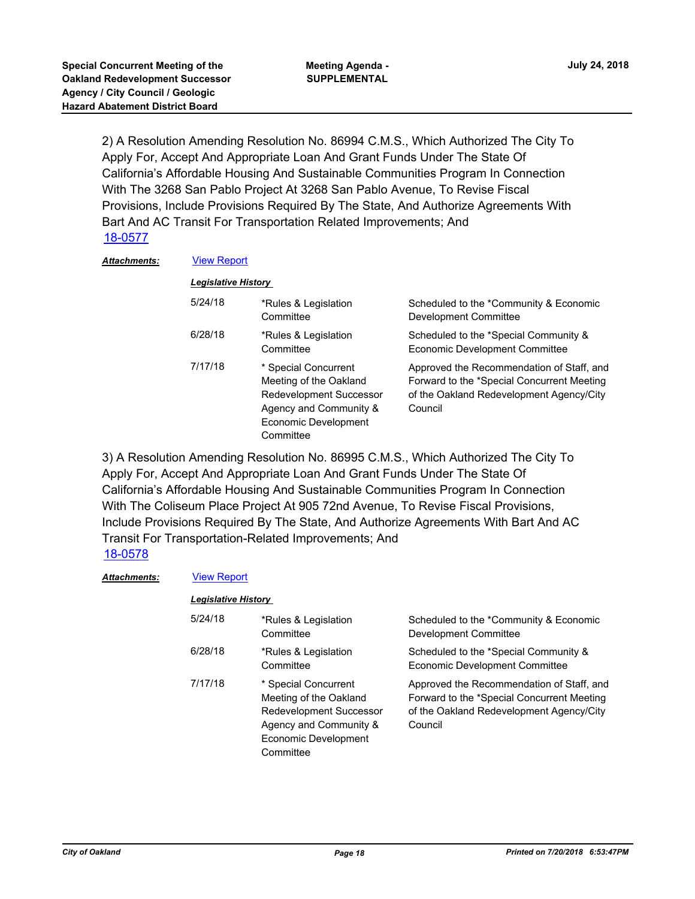2) A Resolution Amending Resolution No. 86994 C.M.S., Which Authorized The City To Apply For, Accept And Appropriate Loan And Grant Funds Under The State Of California's Affordable Housing And Sustainable Communities Program In Connection With The 3268 San Pablo Project At 3268 San Pablo Avenue, To Revise Fiscal Provisions, Include Provisions Required By The State, And Authorize Agreements With Bart And AC Transit For Transportation Related Improvements; And

18-0577

***Attachments:*** View Report

***Legislative History***

| | | |
|---|---|---|
| 5/24/18 | *Rules & Legislation Committee | Scheduled to the *Community & Economic Development Committee |
| 6/28/18 | *Rules & Legislation Committee | Scheduled to the *Special Community & Economic Development Committee |
| 7/17/18 | * Special Concurrent Meeting of the Oakland Redevelopment Successor Agency and Community & Economic Development Committee | Approved the Recommendation of Staff, and Forward to the *Special Concurrent Meeting of the Oakland Redevelopment Agency/City Council |

3) A Resolution Amending Resolution No. 86995 C.M.S., Which Authorized The City To Apply For, Accept And Appropriate Loan And Grant Funds Under The State Of California's Affordable Housing And Sustainable Communities Program In Connection With The Coliseum Place Project At 905 72nd Avenue, To Revise Fiscal Provisions, Include Provisions Required By The State, And Authorize Agreements With Bart And AC Transit For Transportation-Related Improvements; And

18-0578

***Attachments:*** View Report

***Legislative History***

| | | |
|---|---|---|
| 5/24/18 | *Rules & Legislation Committee | Scheduled to the *Community & Economic Development Committee |
| 6/28/18 | *Rules & Legislation Committee | Scheduled to the *Special Community & Economic Development Committee |
| 7/17/18 | * Special Concurrent Meeting of the Oakland Redevelopment Successor Agency and Community & Economic Development Committee | Approved the Recommendation of Staff, and Forward to the *Special Concurrent Meeting of the Oakland Redevelopment Agency/City Council |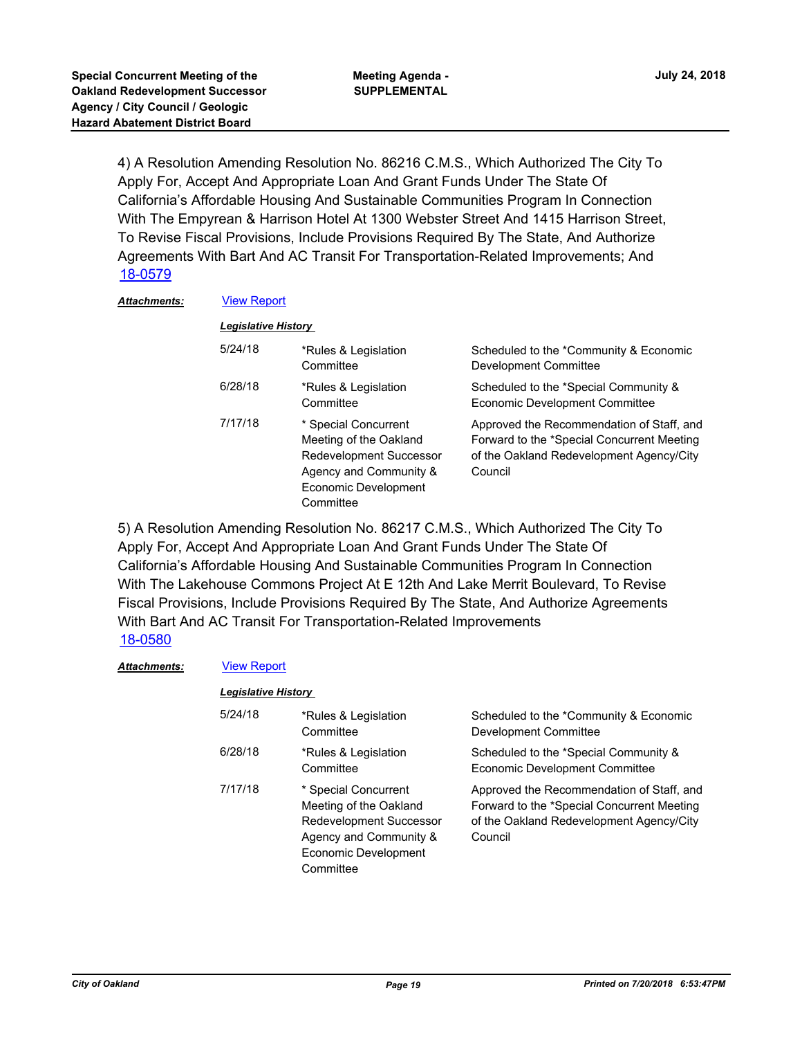4) A Resolution Amending Resolution No. 86216 C.M.S., Which Authorized The City To Apply For, Accept And Appropriate Loan And Grant Funds Under The State Of California's Affordable Housing And Sustainable Communities Program In Connection With The Empyrean & Harrison Hotel At 1300 Webster Street And 1415 Harrison Street, To Revise Fiscal Provisions, Include Provisions Required By The State, And Authorize Agreements With Bart And AC Transit For Transportation-Related Improvements; And
18-0579

***Attachments:*** View Report

***Legislative History***

| | | |
|---|---|---|
| 5/24/18 | *Rules & Legislation Committee | Scheduled to the *Community & Economic Development Committee |
| 6/28/18 | *Rules & Legislation Committee | Scheduled to the *Special Community & Economic Development Committee |
| 7/17/18 | * Special Concurrent Meeting of the Oakland Redevelopment Successor Agency and Community & Economic Development Committee | Approved the Recommendation of Staff, and Forward to the *Special Concurrent Meeting of the Oakland Redevelopment Agency/City Council |

5) A Resolution Amending Resolution No. 86217 C.M.S., Which Authorized The City To Apply For, Accept And Appropriate Loan And Grant Funds Under The State Of California's Affordable Housing And Sustainable Communities Program In Connection With The Lakehouse Commons Project At E 12th And Lake Merrit Boulevard, To Revise Fiscal Provisions, Include Provisions Required By The State, And Authorize Agreements With Bart And AC Transit For Transportation-Related Improvements
18-0580

***Attachments:*** View Report

***Legislative History***

| | | |
|---|---|---|
| 5/24/18 | *Rules & Legislation Committee | Scheduled to the *Community & Economic Development Committee |
| 6/28/18 | *Rules & Legislation Committee | Scheduled to the *Special Community & Economic Development Committee |
| 7/17/18 | * Special Concurrent Meeting of the Oakland Redevelopment Successor Agency and Community & Economic Development Committee | Approved the Recommendation of Staff, and Forward to the *Special Concurrent Meeting of the Oakland Redevelopment Agency/City Council |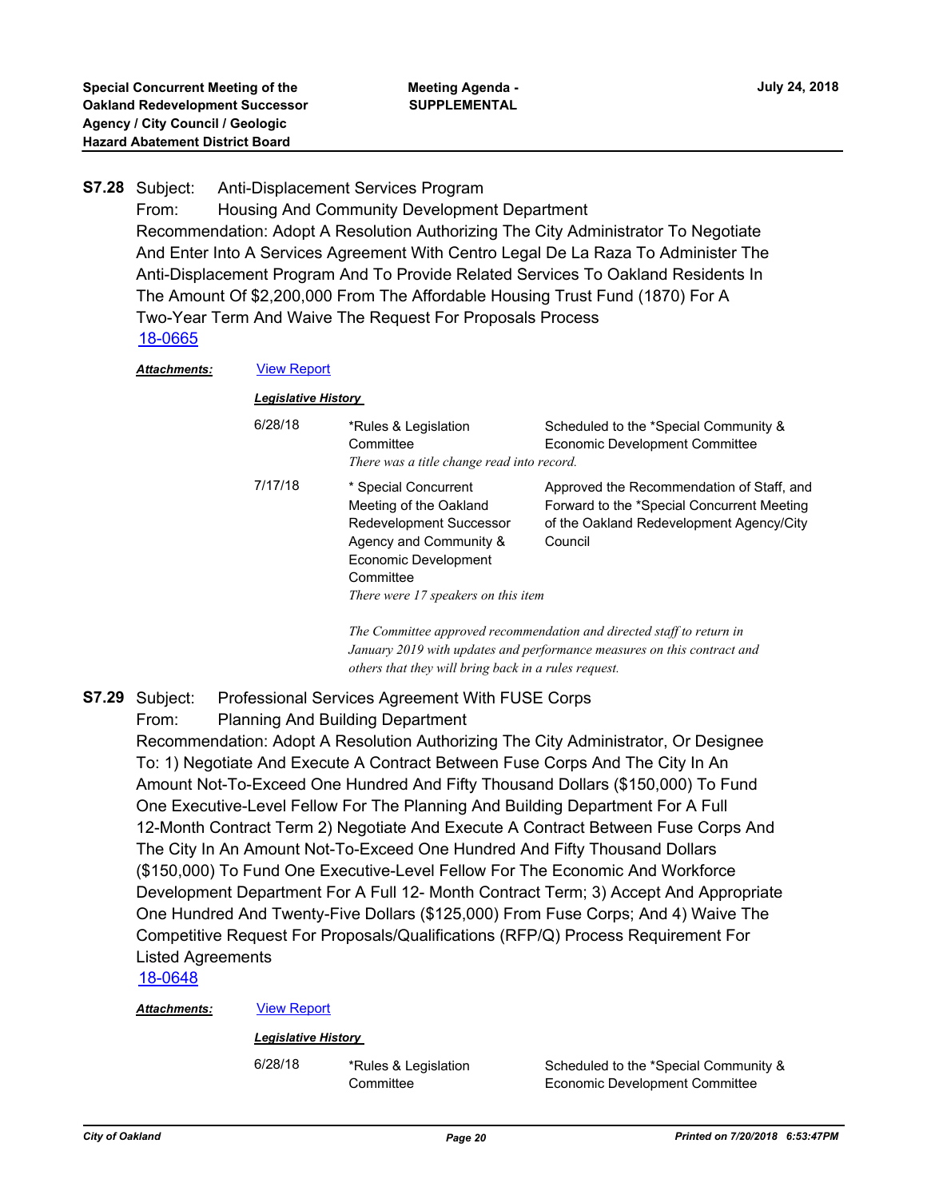**S7.28** Subject: Anti-Displacement Services Program

From: Housing And Community Development Department

Recommendation: Adopt A Resolution Authorizing The City Administrator To Negotiate And Enter Into A Services Agreement With Centro Legal De La Raza To Administer The Anti-Displacement Program And To Provide Related Services To Oakland Residents In The Amount Of $2,200,000 From The Affordable Housing Trust Fund (1870) For A Two-Year Term And Waive The Request For Proposals Process

18-0665

***Attachments:*** View Report

***Legislative History***

| | | |
|---|---|---|
| 6/28/18 | *Rules & Legislation Committee<br>*There was a title change read into record.* | Scheduled to the *Special Community & Economic Development Committee |
| 7/17/18 | * Special Concurrent Meeting of the Oakland Redevelopment Successor Agency and Community & Economic Development Committee<br>*There were 17 speakers on this item* | Approved the Recommendation of Staff, and Forward to the *Special Concurrent Meeting of the Oakland Redevelopment Agency/City Council |

*The Committee approved recommendation and directed staff to return in January 2019 with updates and performance measures on this contract and others that they will bring back in a rules request.*

**S7.29** Subject: Professional Services Agreement With FUSE Corps

From: Planning And Building Department

Recommendation: Adopt A Resolution Authorizing The City Administrator, Or Designee To: 1) Negotiate And Execute A Contract Between Fuse Corps And The City In An Amount Not-To-Exceed One Hundred And Fifty Thousand Dollars ($150,000) To Fund One Executive-Level Fellow For The Planning And Building Department For A Full 12-Month Contract Term 2) Negotiate And Execute A Contract Between Fuse Corps And The City In An Amount Not-To-Exceed One Hundred And Fifty Thousand Dollars ($150,000) To Fund One Executive-Level Fellow For The Economic And Workforce Development Department For A Full 12- Month Contract Term; 3) Accept And Appropriate One Hundred And Twenty-Five Dollars ($125,000) From Fuse Corps; And 4) Waive The Competitive Request For Proposals/Qualifications (RFP/Q) Process Requirement For Listed Agreements

18-0648

***Attachments:*** View Report

***Legislative History***

| | | |
|---|---|---|
| 6/28/18 | *Rules & Legislation Committee | Scheduled to the *Special Community & Economic Development Committee |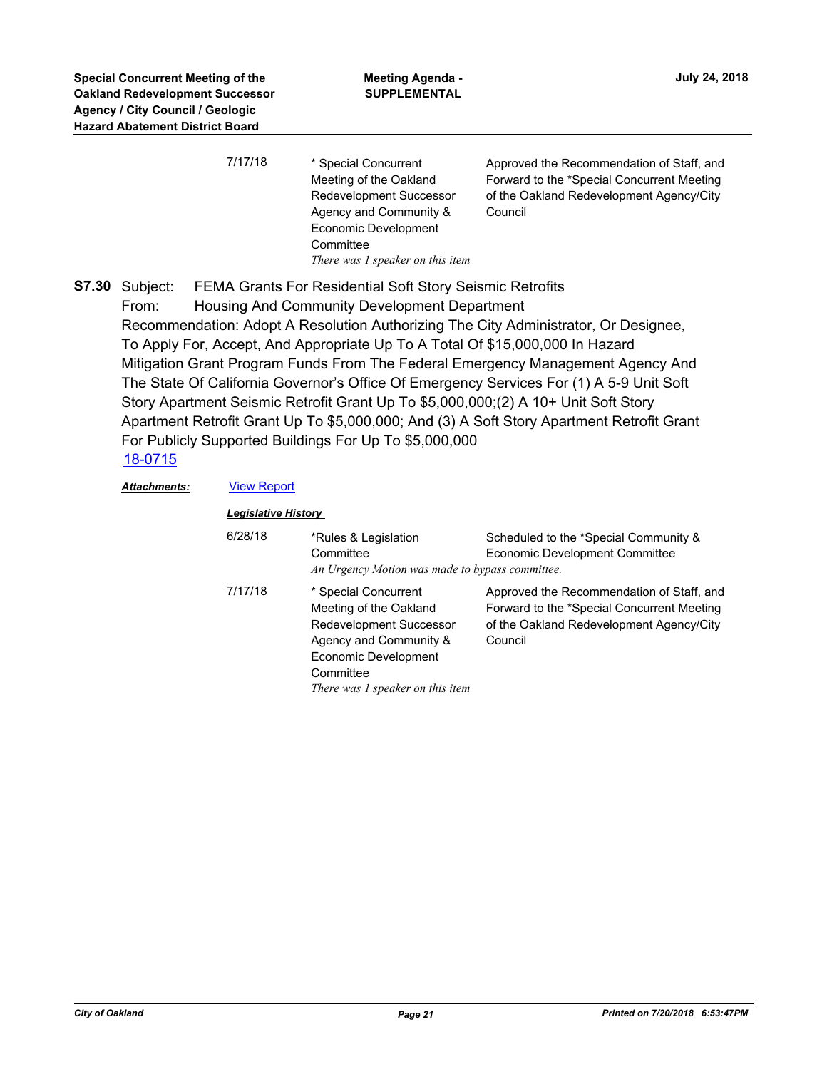| | | |
|---|---|---|
| 7/17/18 | * Special Concurrent Meeting of the Oakland Redevelopment Successor Agency and Community & Economic Development Committee<br>*There was 1 speaker on this item* | Approved the Recommendation of Staff, and Forward to the *Special Concurrent Meeting of the Oakland Redevelopment Agency/City Council |

**S7.30** Subject: FEMA Grants For Residential Soft Story Seismic Retrofits
From: Housing And Community Development Department
Recommendation: Adopt A Resolution Authorizing The City Administrator, Or Designee, To Apply For, Accept, And Appropriate Up To A Total Of $15,000,000 In Hazard Mitigation Grant Program Funds From The Federal Emergency Management Agency And The State Of California Governor's Office Of Emergency Services For (1) A 5-9 Unit Soft Story Apartment Seismic Retrofit Grant Up To $5,000,000;(2) A 10+ Unit Soft Story Apartment Retrofit Grant Up To $5,000,000; And (3) A Soft Story Apartment Retrofit Grant For Publicly Supported Buildings For Up To $5,000,000
18-0715

***Attachments:*** View Report

***Legislative History***

| | | |
|---|---|---|
| 6/28/18 | *Rules & Legislation Committee<br>*An Urgency Motion was made to bypass committee.* | Scheduled to the *Special Community & Economic Development Committee |
| 7/17/18 | * Special Concurrent Meeting of the Oakland Redevelopment Successor Agency and Community & Economic Development Committee<br>*There was 1 speaker on this item* | Approved the Recommendation of Staff, and Forward to the *Special Concurrent Meeting of the Oakland Redevelopment Agency/City Council |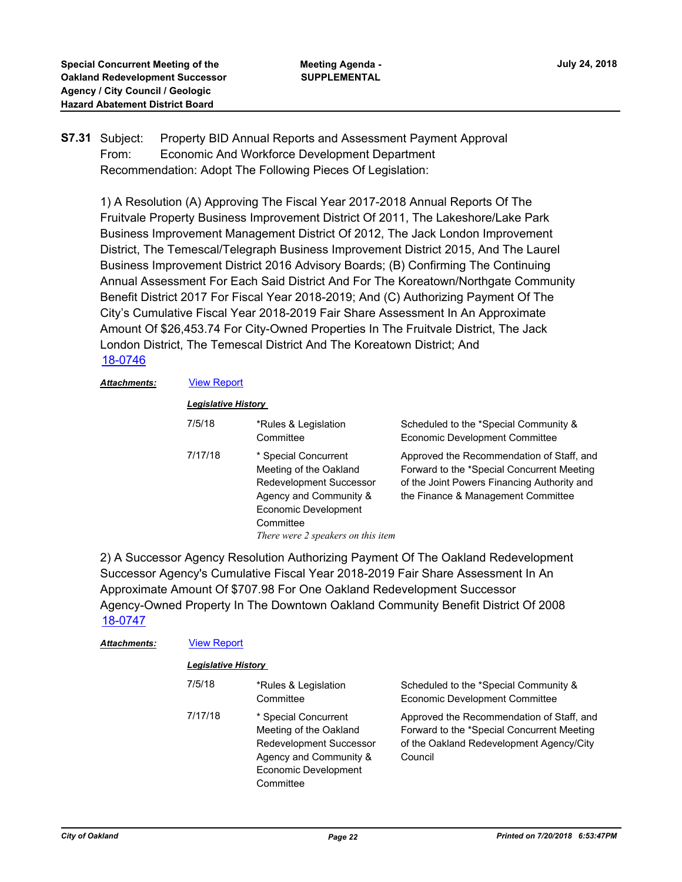**S7.31** Subject: Property BID Annual Reports and Assessment Payment Approval
From: Economic And Workforce Development Department
Recommendation: Adopt The Following Pieces Of Legislation:

1) A Resolution (A) Approving The Fiscal Year 2017-2018 Annual Reports Of The Fruitvale Property Business Improvement District Of 2011, The Lakeshore/Lake Park Business Improvement Management District Of 2012, The Jack London Improvement District, The Temescal/Telegraph Business Improvement District 2015, And The Laurel Business Improvement District 2016 Advisory Boards; (B) Confirming The Continuing Annual Assessment For Each Said District And For The Koreatown/Northgate Community Benefit District 2017 For Fiscal Year 2018-2019; And (C) Authorizing Payment Of The City's Cumulative Fiscal Year 2018-2019 Fair Share Assessment In An Approximate Amount Of $26,453.74 For City-Owned Properties In The Fruitvale District, The Jack London District, The Temescal District And The Koreatown District; And
18-0746

***Attachments:*** View Report

***Legislative History***

| | | |
|---|---|---|
| 7/5/18 | *Rules & Legislation Committee | Scheduled to the *Special Community & Economic Development Committee |
| 7/17/18 | * Special Concurrent Meeting of the Oakland Redevelopment Successor Agency and Community & Economic Development Committee<br>*There were 2 speakers on this item* | Approved the Recommendation of Staff, and Forward to the *Special Concurrent Meeting of the Joint Powers Financing Authority and the Finance & Management Committee |

2) A Successor Agency Resolution Authorizing Payment Of The Oakland Redevelopment Successor Agency's Cumulative Fiscal Year 2018-2019 Fair Share Assessment In An Approximate Amount Of $707.98 For One Oakland Redevelopment Successor Agency-Owned Property In The Downtown Oakland Community Benefit District Of 2008
18-0747

***Attachments:*** View Report

***Legislative History***

| | | |
|---|---|---|
| 7/5/18 | *Rules & Legislation Committee | Scheduled to the *Special Community & Economic Development Committee |
| 7/17/18 | * Special Concurrent Meeting of the Oakland Redevelopment Successor Agency and Community & Economic Development Committee | Approved the Recommendation of Staff, and Forward to the *Special Concurrent Meeting of the Oakland Redevelopment Agency/City Council |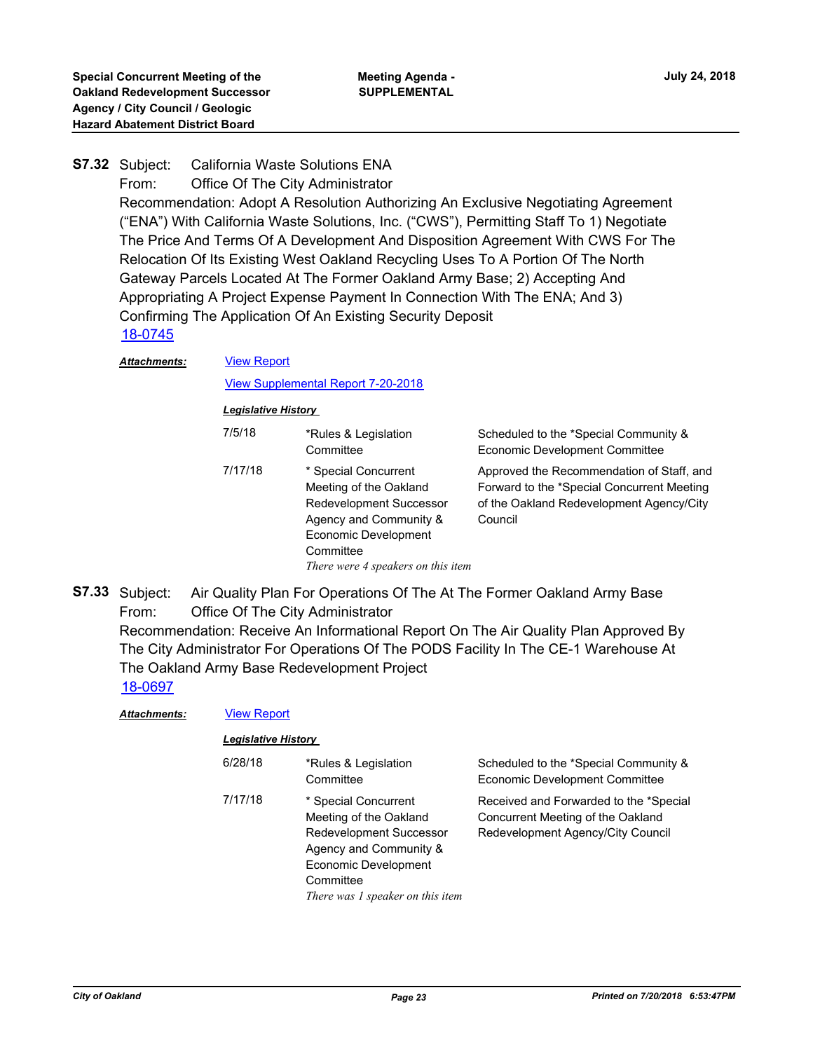**S7.32** Subject: California Waste Solutions ENA
From: Office Of The City Administrator
Recommendation: Adopt A Resolution Authorizing An Exclusive Negotiating Agreement ("ENA") With California Waste Solutions, Inc. ("CWS"), Permitting Staff To 1) Negotiate The Price And Terms Of A Development And Disposition Agreement With CWS For The Relocation Of Its Existing West Oakland Recycling Uses To A Portion Of The North Gateway Parcels Located At The Former Oakland Army Base; 2) Accepting And Appropriating A Project Expense Payment In Connection With The ENA; And 3) Confirming The Application Of An Existing Security Deposit
18-0745

***Attachments:*** View Report
View Supplemental Report 7-20-2018

***Legislative History***

| | | |
|---|---|---|
| 7/5/18 | *Rules & Legislation Committee | Scheduled to the *Special Community & Economic Development Committee |
| 7/17/18 | * Special Concurrent Meeting of the Oakland Redevelopment Successor Agency and Community & Economic Development Committee<br>*There were 4 speakers on this item* | Approved the Recommendation of Staff, and Forward to the *Special Concurrent Meeting of the Oakland Redevelopment Agency/City Council |

**S7.33** Subject: Air Quality Plan For Operations Of The At The Former Oakland Army Base
From: Office Of The City Administrator
Recommendation: Receive An Informational Report On The Air Quality Plan Approved By The City Administrator For Operations Of The PODS Facility In The CE-1 Warehouse At The Oakland Army Base Redevelopment Project
18-0697

***Attachments:*** View Report

***Legislative History***

| | | |
|---|---|---|
| 6/28/18 | *Rules & Legislation Committee | Scheduled to the *Special Community & Economic Development Committee |
| 7/17/18 | * Special Concurrent Meeting of the Oakland Redevelopment Successor Agency and Community & Economic Development Committee<br>*There was 1 speaker on this item* | Received and Forwarded to the *Special Concurrent Meeting of the Oakland Redevelopment Agency/City Council |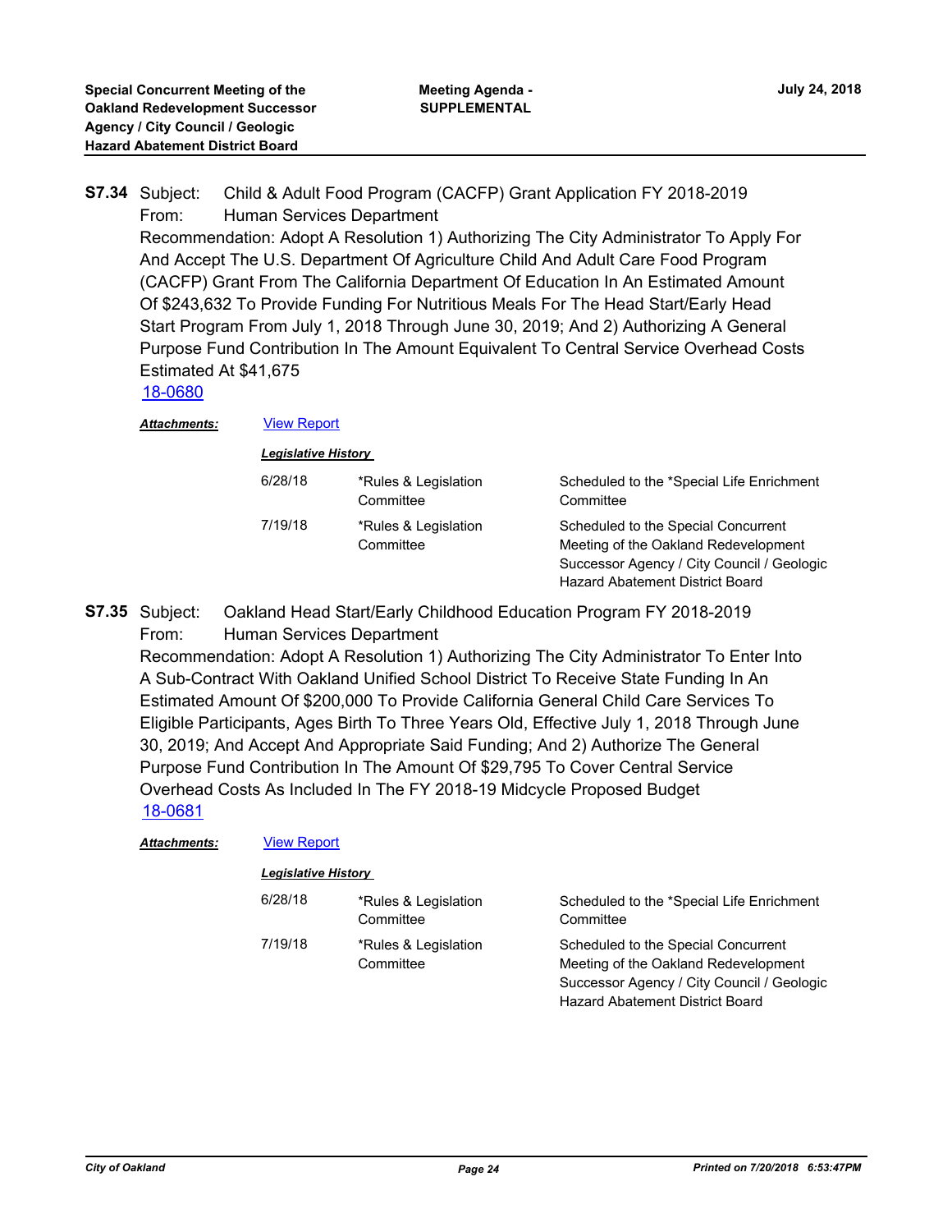**S7.34** Subject: Child & Adult Food Program (CACFP) Grant Application FY 2018-2019
From: Human Services Department
Recommendation: Adopt A Resolution 1) Authorizing The City Administrator To Apply For And Accept The U.S. Department Of Agriculture Child And Adult Care Food Program (CACFP) Grant From The California Department Of Education In An Estimated Amount Of $243,632 To Provide Funding For Nutritious Meals For The Head Start/Early Head Start Program From July 1, 2018 Through June 30, 2019; And 2) Authorizing A General Purpose Fund Contribution In The Amount Equivalent To Central Service Overhead Costs Estimated At $41,675
18-0680

***Attachments:*** View Report

***Legislative History***

| | | |
|---|---|---|
| 6/28/18 | *Rules & Legislation Committee | Scheduled to the *Special Life Enrichment Committee |
| 7/19/18 | *Rules & Legislation Committee | Scheduled to the Special Concurrent Meeting of the Oakland Redevelopment Successor Agency / City Council / Geologic Hazard Abatement District Board |

**S7.35** Subject: Oakland Head Start/Early Childhood Education Program FY 2018-2019
From: Human Services Department
Recommendation: Adopt A Resolution 1) Authorizing The City Administrator To Enter Into A Sub-Contract With Oakland Unified School District To Receive State Funding In An Estimated Amount Of $200,000 To Provide California General Child Care Services To Eligible Participants, Ages Birth To Three Years Old, Effective July 1, 2018 Through June 30, 2019; And Accept And Appropriate Said Funding; And 2) Authorize The General Purpose Fund Contribution In The Amount Of $29,795 To Cover Central Service Overhead Costs As Included In The FY 2018-19 Midcycle Proposed Budget
18-0681

***Attachments:*** View Report

***Legislative History***

| | | |
|---|---|---|
| 6/28/18 | *Rules & Legislation Committee | Scheduled to the *Special Life Enrichment Committee |
| 7/19/18 | *Rules & Legislation Committee | Scheduled to the Special Concurrent Meeting of the Oakland Redevelopment Successor Agency / City Council / Geologic Hazard Abatement District Board |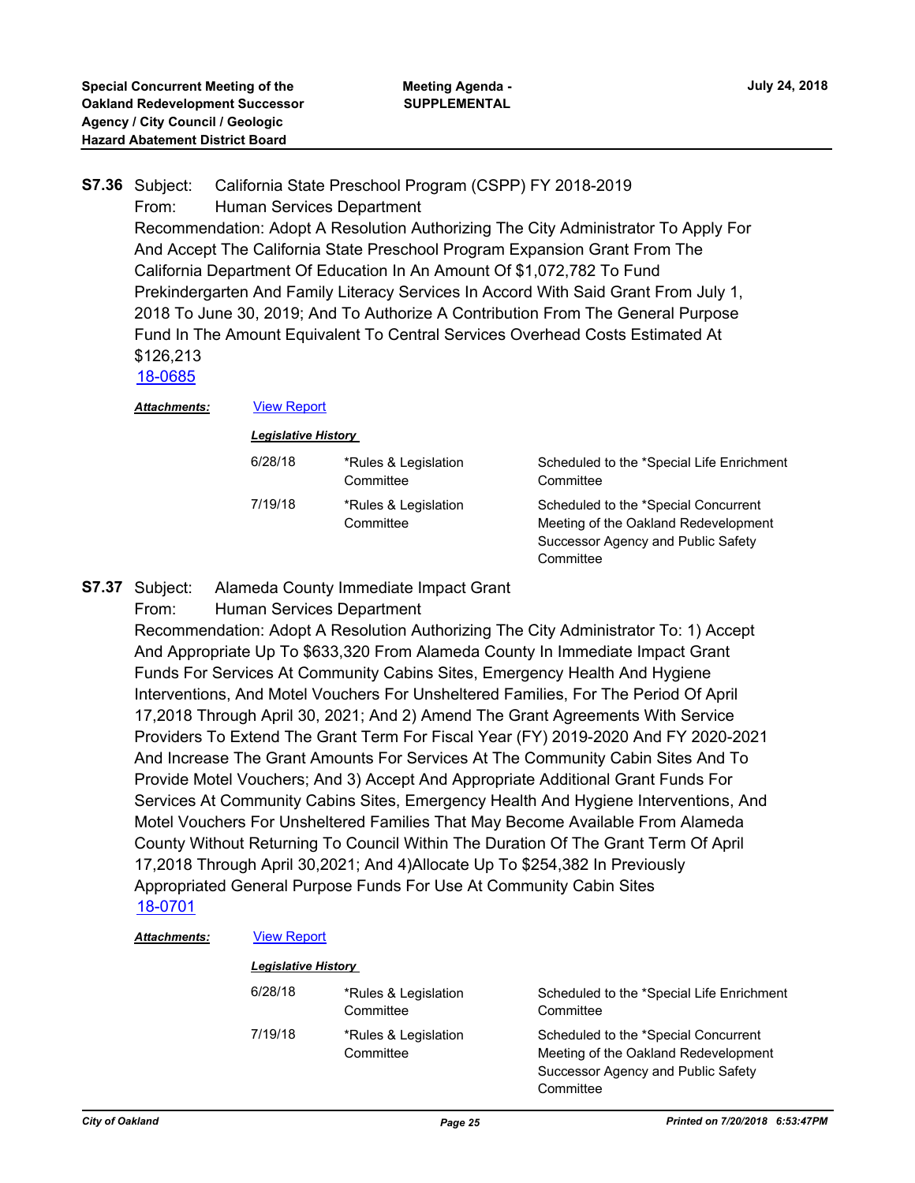**S7.36** Subject: California State Preschool Program (CSPP) FY 2018-2019

From: Human Services Department

Recommendation: Adopt A Resolution Authorizing The City Administrator To Apply For And Accept The California State Preschool Program Expansion Grant From The California Department Of Education In An Amount Of $1,072,782 To Fund Prekindergarten And Family Literacy Services In Accord With Said Grant From July 1, 2018 To June 30, 2019; And To Authorize A Contribution From The General Purpose Fund In The Amount Equivalent To Central Services Overhead Costs Estimated At $126,213

18-0685

***Attachments:*** View Report

***Legislative History***

| | | |
|---|---|---|
| 6/28/18 | *Rules & Legislation Committee | Scheduled to the *Special Life Enrichment Committee |
| 7/19/18 | *Rules & Legislation Committee | Scheduled to the *Special Concurrent Meeting of the Oakland Redevelopment Successor Agency and Public Safety Committee |

**S7.37** Subject: Alameda County Immediate Impact Grant

From: Human Services Department

Recommendation: Adopt A Resolution Authorizing The City Administrator To: 1) Accept And Appropriate Up To $633,320 From Alameda County In Immediate Impact Grant Funds For Services At Community Cabins Sites, Emergency Health And Hygiene Interventions, And Motel Vouchers For Unsheltered Families, For The Period Of April 17,2018 Through April 30, 2021; And 2) Amend The Grant Agreements With Service Providers To Extend The Grant Term For Fiscal Year (FY) 2019-2020 And FY 2020-2021 And Increase The Grant Amounts For Services At The Community Cabin Sites And To Provide Motel Vouchers; And 3) Accept And Appropriate Additional Grant Funds For Services At Community Cabins Sites, Emergency Health And Hygiene Interventions, And Motel Vouchers For Unsheltered Families That May Become Available From Alameda County Without Returning To Council Within The Duration Of The Grant Term Of April 17,2018 Through April 30,2021; And 4)Allocate Up To $254,382 In Previously Appropriated General Purpose Funds For Use At Community Cabin Sites

18-0701

***Attachments:*** View Report

***Legislative History***

| | | |
|---|---|---|
| 6/28/18 | *Rules & Legislation Committee | Scheduled to the *Special Life Enrichment Committee |
| 7/19/18 | *Rules & Legislation Committee | Scheduled to the *Special Concurrent Meeting of the Oakland Redevelopment Successor Agency and Public Safety Committee |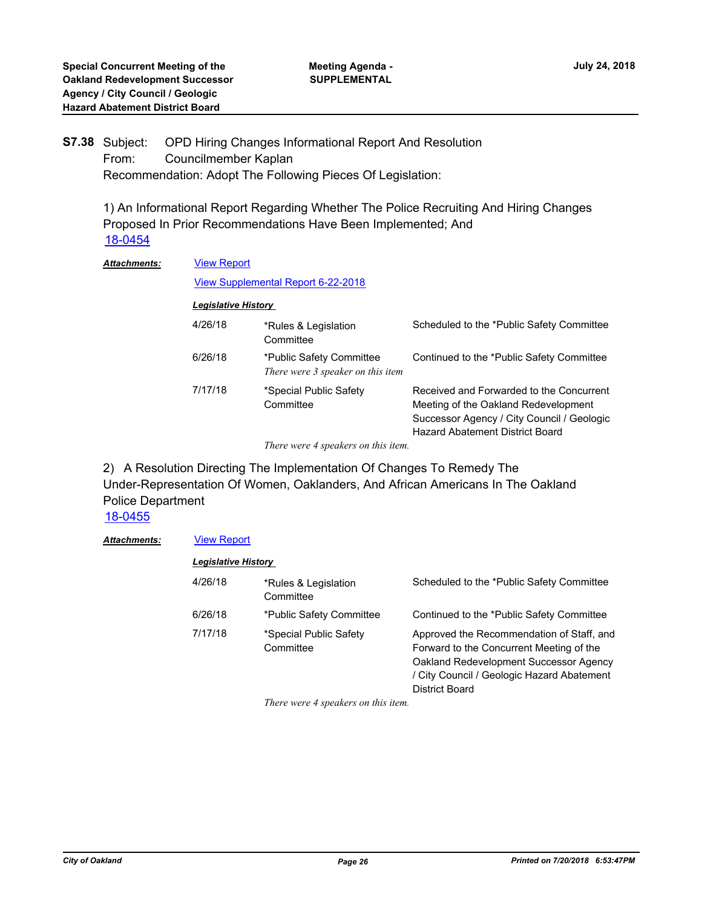**S7.38** Subject: OPD Hiring Changes Informational Report And Resolution
From: Councilmember Kaplan
Recommendation: Adopt The Following Pieces Of Legislation:

1) An Informational Report Regarding Whether The Police Recruiting And Hiring Changes Proposed In Prior Recommendations Have Been Implemented; And
18-0454

***Attachments:*** View Report
View Supplemental Report 6-22-2018

***Legislative History***

| | | |
|---|---|---|
| 4/26/18 | *Rules & Legislation Committee | Scheduled to the *Public Safety Committee |
| 6/26/18 | *Public Safety Committee<br>*There were 3 speaker on this item* | Continued to the *Public Safety Committee |
| 7/17/18 | *Special Public Safety Committee | Received and Forwarded to the Concurrent Meeting of the Oakland Redevelopment Successor Agency / City Council / Geologic Hazard Abatement District Board |

*There were 4 speakers on this item.*

2) A Resolution Directing The Implementation Of Changes To Remedy The Under-Representation Of Women, Oaklanders, And African Americans In The Oakland Police Department
18-0455

***Attachments:*** View Report

***Legislative History***

| | | |
|---|---|---|
| 4/26/18 | *Rules & Legislation Committee | Scheduled to the *Public Safety Committee |
| 6/26/18 | *Public Safety Committee | Continued to the *Public Safety Committee |
| 7/17/18 | *Special Public Safety Committee | Approved the Recommendation of Staff, and Forward to the Concurrent Meeting of the Oakland Redevelopment Successor Agency / City Council / Geologic Hazard Abatement District Board |

*There were 4 speakers on this item.*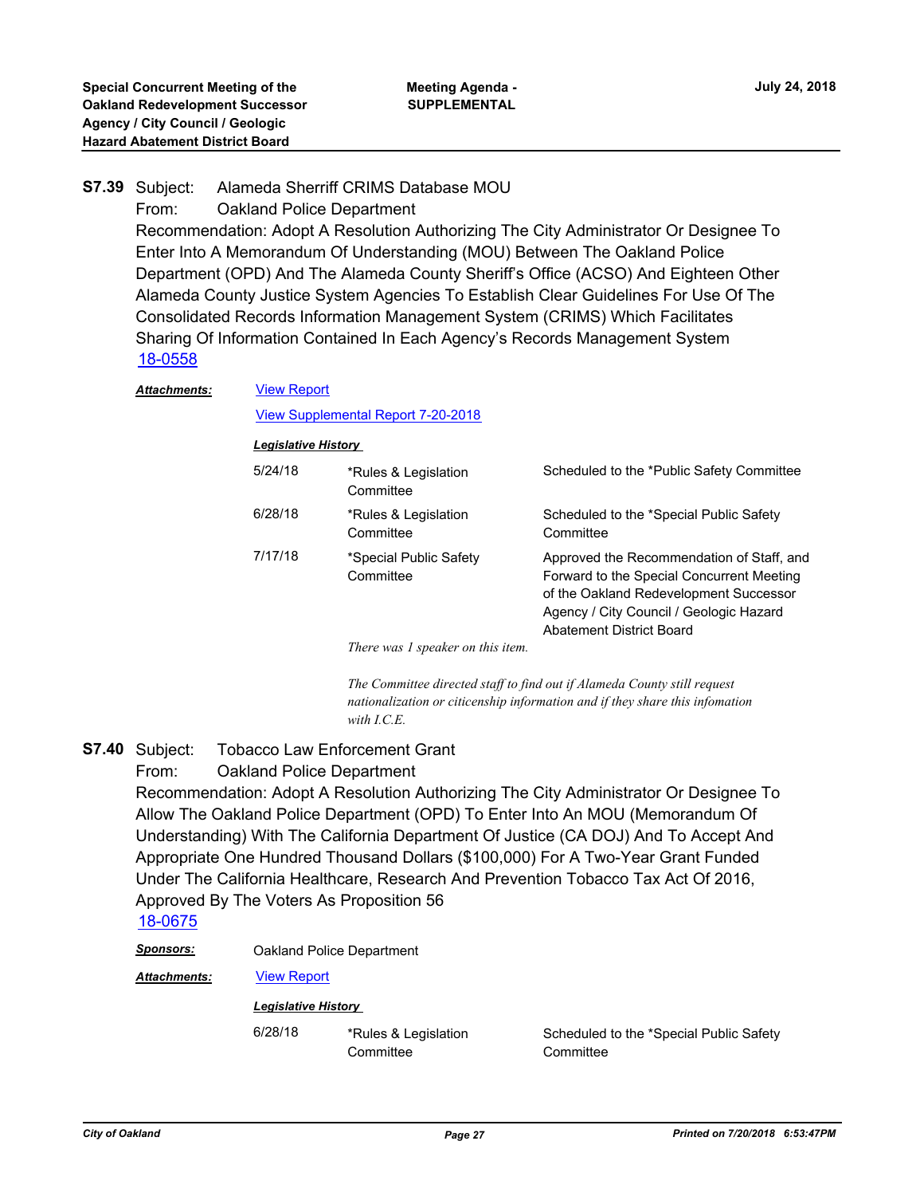**S7.39** Subject: Alameda Sherriff CRIMS Database MOU

From: Oakland Police Department

Recommendation: Adopt A Resolution Authorizing The City Administrator Or Designee To Enter Into A Memorandum Of Understanding (MOU) Between The Oakland Police Department (OPD) And The Alameda County Sheriff's Office (ACSO) And Eighteen Other Alameda County Justice System Agencies To Establish Clear Guidelines For Use Of The Consolidated Records Information Management System (CRIMS) Which Facilitates Sharing Of Information Contained In Each Agency's Records Management System

18-0558

***Attachments:*** View Report

View Supplemental Report 7-20-2018

***Legislative History***

| | | |
|---|---|---|
| 5/24/18 | *Rules & Legislation Committee | Scheduled to the *Public Safety Committee |
| 6/28/18 | *Rules & Legislation Committee | Scheduled to the *Special Public Safety Committee |
| 7/17/18 | *Special Public Safety Committee | Approved the Recommendation of Staff, and Forward to the Special Concurrent Meeting of the Oakland Redevelopment Successor Agency / City Council / Geologic Hazard Abatement District Board |

*There was 1 speaker on this item.*

*The Committee directed staff to find out if Alameda County still request nationalization or citicenship information and if they share this infomation with I.C.E.*

**S7.40** Subject: Tobacco Law Enforcement Grant

From: Oakland Police Department

Recommendation: Adopt A Resolution Authorizing The City Administrator Or Designee To Allow The Oakland Police Department (OPD) To Enter Into An MOU (Memorandum Of Understanding) With The California Department Of Justice (CA DOJ) And To Accept And Appropriate One Hundred Thousand Dollars ($100,000) For A Two-Year Grant Funded Under The California Healthcare, Research And Prevention Tobacco Tax Act Of 2016, Approved By The Voters As Proposition 56

18-0675

***Sponsors:*** Oakland Police Department

***Attachments:*** View Report

***Legislative History***

| | | |
|---|---|---|
| 6/28/18 | *Rules & Legislation Committee | Scheduled to the *Special Public Safety Committee |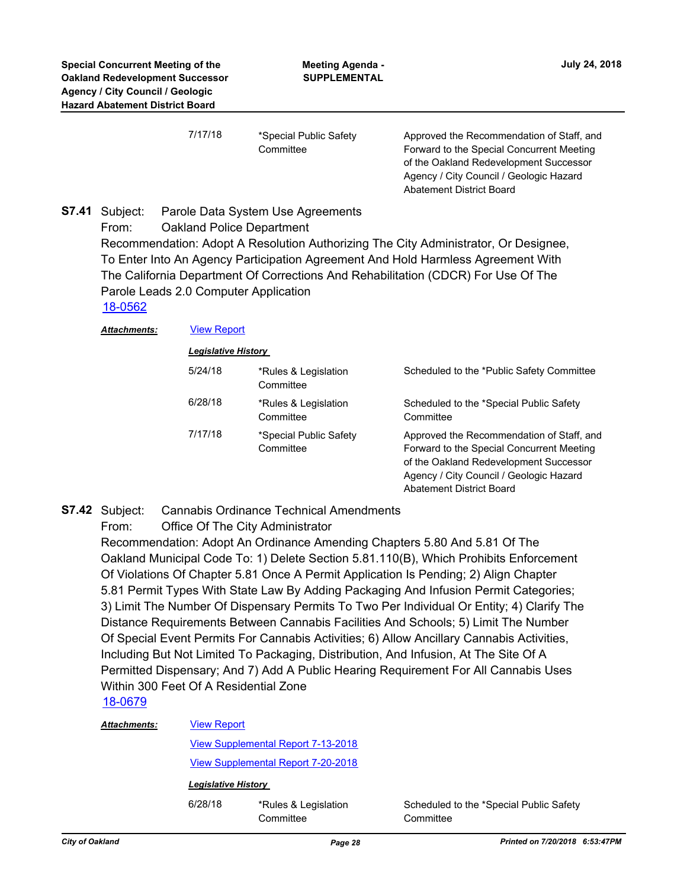| | | |
|---|---|---|
| 7/17/18 | *Special Public Safety Committee | Approved the Recommendation of Staff, and Forward to the Special Concurrent Meeting of the Oakland Redevelopment Successor Agency / City Council / Geologic Hazard Abatement District Board |

**S7.41** Subject: Parole Data System Use Agreements

From: Oakland Police Department

Recommendation: Adopt A Resolution Authorizing The City Administrator, Or Designee, To Enter Into An Agency Participation Agreement And Hold Harmless Agreement With The California Department Of Corrections And Rehabilitation (CDCR) For Use Of The Parole Leads 2.0 Computer Application

18-0562

***Attachments:*** View Report

***Legislative History***

| | | |
|---|---|---|
| 5/24/18 | *Rules & Legislation Committee | Scheduled to the *Public Safety Committee |
| 6/28/18 | *Rules & Legislation Committee | Scheduled to the *Special Public Safety Committee |
| 7/17/18 | *Special Public Safety Committee | Approved the Recommendation of Staff, and Forward to the Special Concurrent Meeting of the Oakland Redevelopment Successor Agency / City Council / Geologic Hazard Abatement District Board |

**S7.42** Subject: Cannabis Ordinance Technical Amendments

From: Office Of The City Administrator

Recommendation: Adopt An Ordinance Amending Chapters 5.80 And 5.81 Of The Oakland Municipal Code To: 1) Delete Section 5.81.110(B), Which Prohibits Enforcement Of Violations Of Chapter 5.81 Once A Permit Application Is Pending; 2) Align Chapter 5.81 Permit Types With State Law By Adding Packaging And Infusion Permit Categories; 3) Limit The Number Of Dispensary Permits To Two Per Individual Or Entity; 4) Clarify The Distance Requirements Between Cannabis Facilities And Schools; 5) Limit The Number Of Special Event Permits For Cannabis Activities; 6) Allow Ancillary Cannabis Activities, Including But Not Limited To Packaging, Distribution, And Infusion, At The Site Of A Permitted Dispensary; And 7) Add A Public Hearing Requirement For All Cannabis Uses Within 300 Feet Of A Residential Zone

18-0679

***Attachments:*** View Report

View Supplemental Report 7-13-2018

View Supplemental Report 7-20-2018

***Legislative History***

| | | |
|---|---|---|
| 6/28/18 | *Rules & Legislation Committee | Scheduled to the *Special Public Safety Committee |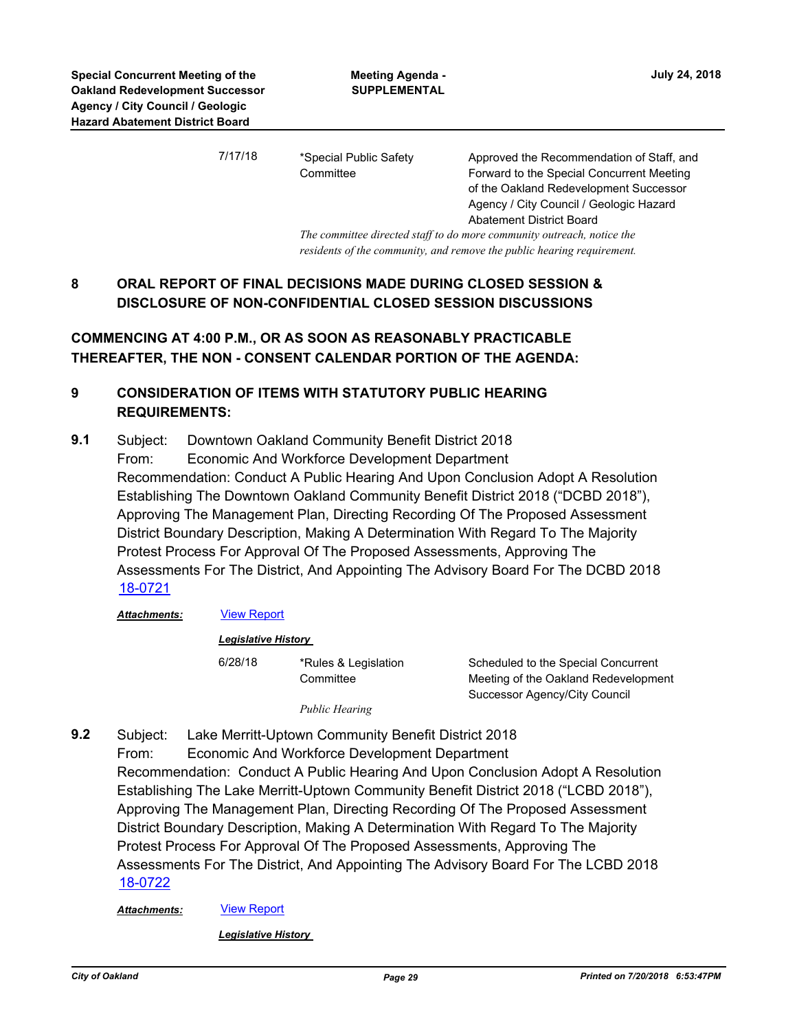| | | |
|---|---|---|
| 7/17/18 | *Special Public Safety Committee | Approved the Recommendation of Staff, and Forward to the Special Concurrent Meeting of the Oakland Redevelopment Successor Agency / City Council / Geologic Hazard Abatement District Board |

*The committee directed staff to do more community outreach, notice the residents of the community, and remove the public hearing requirement.*

## 8 ORAL REPORT OF FINAL DECISIONS MADE DURING CLOSED SESSION & DISCLOSURE OF NON-CONFIDENTIAL CLOSED SESSION DISCUSSIONS

## COMMENCING AT 4:00 P.M., OR AS SOON AS REASONABLY PRACTICABLE THEREAFTER, THE NON - CONSENT CALENDAR PORTION OF THE AGENDA:

## 9 CONSIDERATION OF ITEMS WITH STATUTORY PUBLIC HEARING REQUIREMENTS:

**9.1** Subject: Downtown Oakland Community Benefit District 2018
From: Economic And Workforce Development Department
Recommendation: Conduct A Public Hearing And Upon Conclusion Adopt A Resolution Establishing The Downtown Oakland Community Benefit District 2018 ("DCBD 2018"), Approving The Management Plan, Directing Recording Of The Proposed Assessment District Boundary Description, Making A Determination With Regard To The Majority Protest Process For Approval Of The Proposed Assessments, Approving The Assessments For The District, And Appointing The Advisory Board For The DCBD 2018
18-0721

***Attachments:*** View Report

***Legislative History***

| | | |
|---|---|---|
| 6/28/18 | *Rules & Legislation Committee | Scheduled to the Special Concurrent Meeting of the Oakland Redevelopment Successor Agency/City Council |

*Public Hearing*

**9.2** Subject: Lake Merritt-Uptown Community Benefit District 2018
From: Economic And Workforce Development Department
Recommendation: Conduct A Public Hearing And Upon Conclusion Adopt A Resolution Establishing The Lake Merritt-Uptown Community Benefit District 2018 ("LCBD 2018"), Approving The Management Plan, Directing Recording Of The Proposed Assessment District Boundary Description, Making A Determination With Regard To The Majority Protest Process For Approval Of The Proposed Assessments, Approving The Assessments For The District, And Appointing The Advisory Board For The LCBD 2018
18-0722

***Attachments:*** View Report

***Legislative History***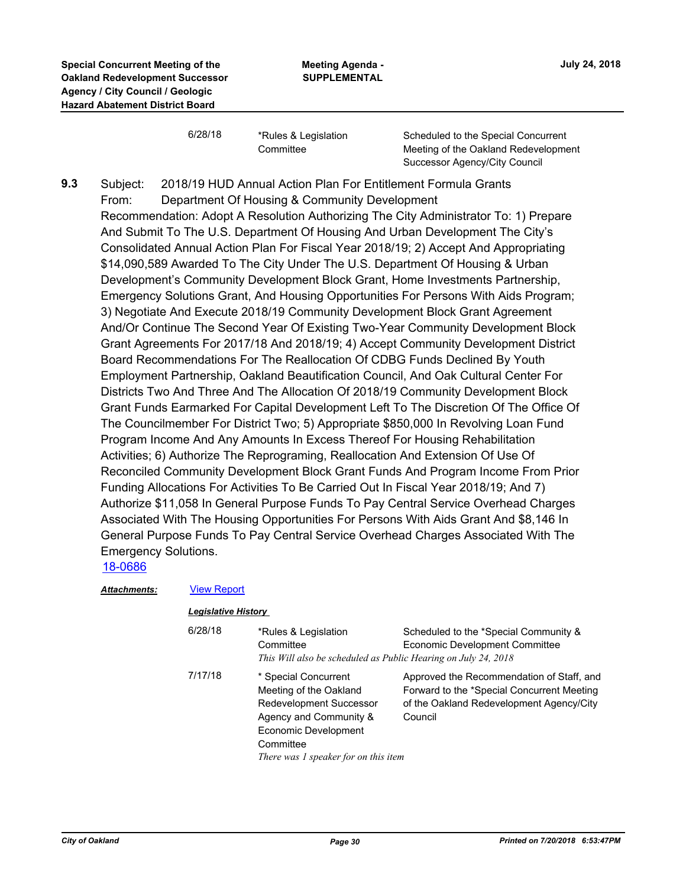| | | |
|---|---|---|
| 6/28/18 | *Rules & Legislation Committee | Scheduled to the Special Concurrent Meeting of the Oakland Redevelopment Successor Agency/City Council |

**9.3** Subject: 2018/19 HUD Annual Action Plan For Entitlement Formula Grants

From: Department Of Housing & Community Development

Recommendation: Adopt A Resolution Authorizing The City Administrator To: 1) Prepare And Submit To The U.S. Department Of Housing And Urban Development The City's Consolidated Annual Action Plan For Fiscal Year 2018/19; 2) Accept And Appropriating $14,090,589 Awarded To The City Under The U.S. Department Of Housing & Urban Development's Community Development Block Grant, Home Investments Partnership, Emergency Solutions Grant, And Housing Opportunities For Persons With Aids Program; 3) Negotiate And Execute 2018/19 Community Development Block Grant Agreement And/Or Continue The Second Year Of Existing Two-Year Community Development Block Grant Agreements For 2017/18 And 2018/19; 4) Accept Community Development District Board Recommendations For The Reallocation Of CDBG Funds Declined By Youth Employment Partnership, Oakland Beautification Council, And Oak Cultural Center For Districts Two And Three And The Allocation Of 2018/19 Community Development Block Grant Funds Earmarked For Capital Development Left To The Discretion Of The Office Of The Councilmember For District Two; 5) Appropriate $850,000 In Revolving Loan Fund Program Income And Any Amounts In Excess Thereof For Housing Rehabilitation Activities; 6) Authorize The Reprograming, Reallocation And Extension Of Use Of Reconciled Community Development Block Grant Funds And Program Income From Prior Funding Allocations For Activities To Be Carried Out In Fiscal Year 2018/19; And 7) Authorize $11,058 In General Purpose Funds To Pay Central Service Overhead Charges Associated With The Housing Opportunities For Persons With Aids Grant And $8,146 In General Purpose Funds To Pay Central Service Overhead Charges Associated With The Emergency Solutions.

18-0686

***Attachments:*** View Report

***Legislative History***

| | | |
|---|---|---|
| 6/28/18 | *Rules & Legislation Committee | Scheduled to the *Special Community & Economic Development Committee |
| | *This Will also be scheduled as Public Hearing on July 24, 2018* | |
| 7/17/18 | * Special Concurrent Meeting of the Oakland Redevelopment Successor Agency and Community & Economic Development Committee | Approved the Recommendation of Staff, and Forward to the *Special Concurrent Meeting of the Oakland Redevelopment Agency/City Council |
| | *There was 1 speaker for on this item* | |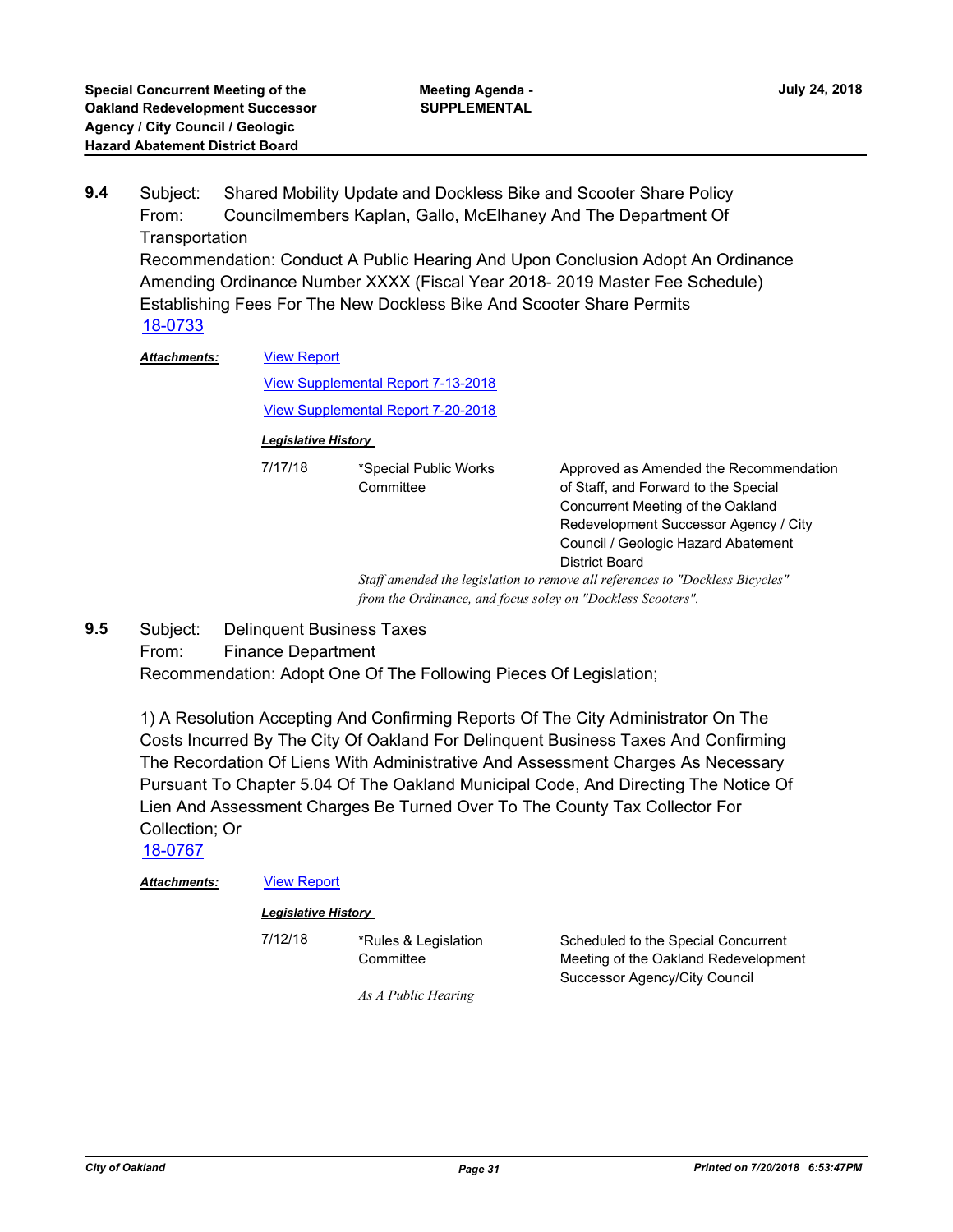**9.4** Subject: Shared Mobility Update and Dockless Bike and Scooter Share Policy

From: Councilmembers Kaplan, Gallo, McElhaney And The Department Of Transportation

Recommendation: Conduct A Public Hearing And Upon Conclusion Adopt An Ordinance Amending Ordinance Number XXXX (Fiscal Year 2018- 2019 Master Fee Schedule) Establishing Fees For The New Dockless Bike And Scooter Share Permits

18-0733

***Attachments:*** View Report

View Supplemental Report 7-13-2018

View Supplemental Report 7-20-2018

***Legislative History***

| | | |
|---|---|---|
| 7/17/18 | *Special Public Works Committee | Approved as Amended the Recommendation of Staff, and Forward to the Special Concurrent Meeting of the Oakland Redevelopment Successor Agency / City Council / Geologic Hazard Abatement District Board |

*Staff amended the legislation to remove all references to "Dockless Bicycles" from the Ordinance, and focus soley on "Dockless Scooters".*

**9.5** Subject: Delinquent Business Taxes

From: Finance Department

Recommendation: Adopt One Of The Following Pieces Of Legislation;

1) A Resolution Accepting And Confirming Reports Of The City Administrator On The Costs Incurred By The City Of Oakland For Delinquent Business Taxes And Confirming The Recordation Of Liens With Administrative And Assessment Charges As Necessary Pursuant To Chapter 5.04 Of The Oakland Municipal Code, And Directing The Notice Of Lien And Assessment Charges Be Turned Over To The County Tax Collector For Collection; Or

18-0767

***Attachments:*** View Report

***Legislative History***

| | | |
|---|---|---|
| 7/12/18 | *Rules & Legislation Committee | Scheduled to the Special Concurrent Meeting of the Oakland Redevelopment Successor Agency/City Council |

*As A Public Hearing*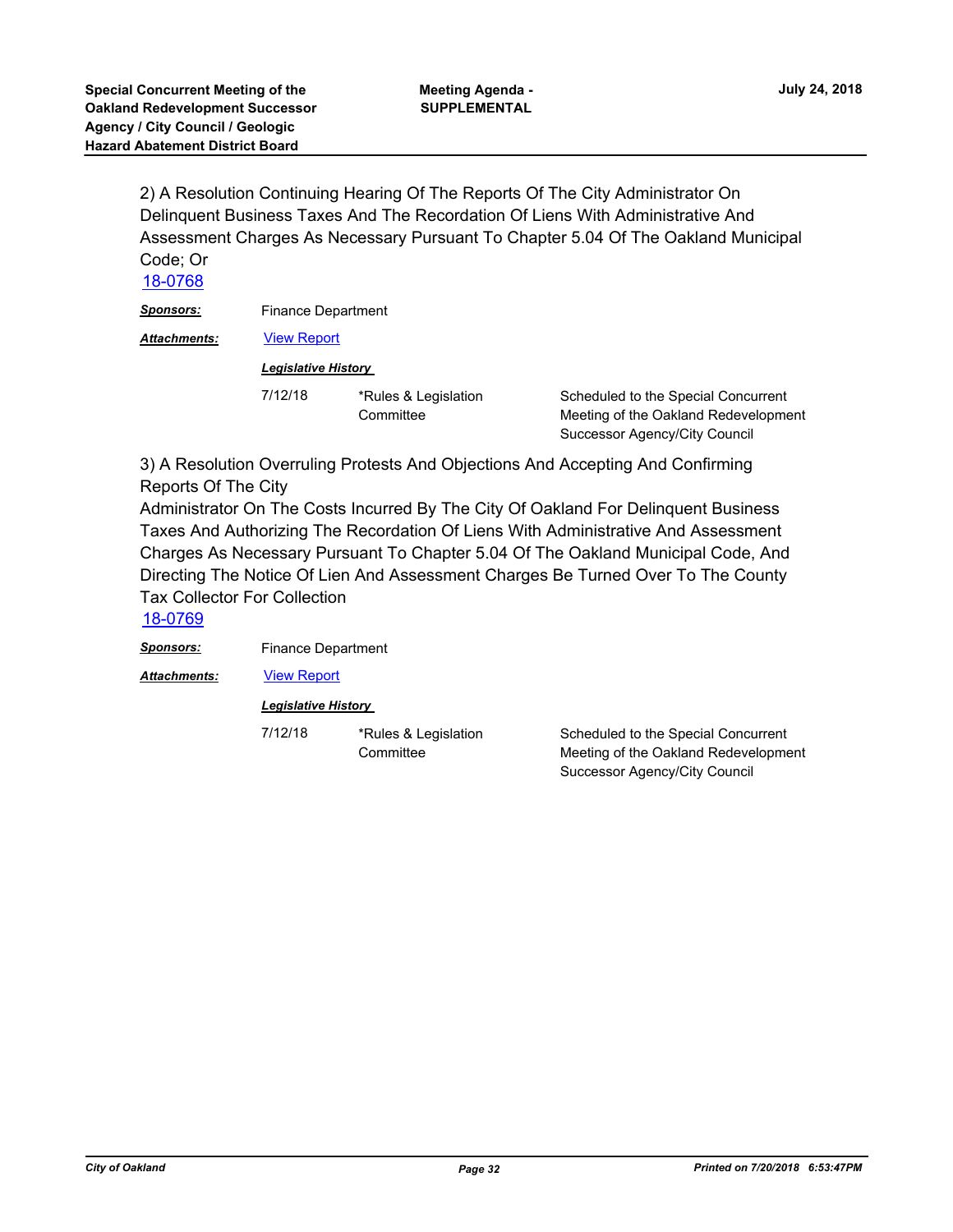2) A Resolution Continuing Hearing Of The Reports Of The City Administrator On Delinquent Business Taxes And The Recordation Of Liens With Administrative And Assessment Charges As Necessary Pursuant To Chapter 5.04 Of The Oakland Municipal Code; Or

18-0768

***Sponsors:*** Finance Department

***Attachments:*** View Report

***Legislative History***

| | | |
|---|---|---|
| 7/12/18 | *Rules & Legislation Committee | Scheduled to the Special Concurrent Meeting of the Oakland Redevelopment Successor Agency/City Council |

3) A Resolution Overruling Protests And Objections And Accepting And Confirming Reports Of The City
Administrator On The Costs Incurred By The City Of Oakland For Delinquent Business Taxes And Authorizing The Recordation Of Liens With Administrative And Assessment Charges As Necessary Pursuant To Chapter 5.04 Of The Oakland Municipal Code, And Directing The Notice Of Lien And Assessment Charges Be Turned Over To The County Tax Collector For Collection

18-0769

***Sponsors:*** Finance Department

***Attachments:*** View Report

***Legislative History***

| | | |
|---|---|---|
| 7/12/18 | *Rules & Legislation Committee | Scheduled to the Special Concurrent Meeting of the Oakland Redevelopment Successor Agency/City Council |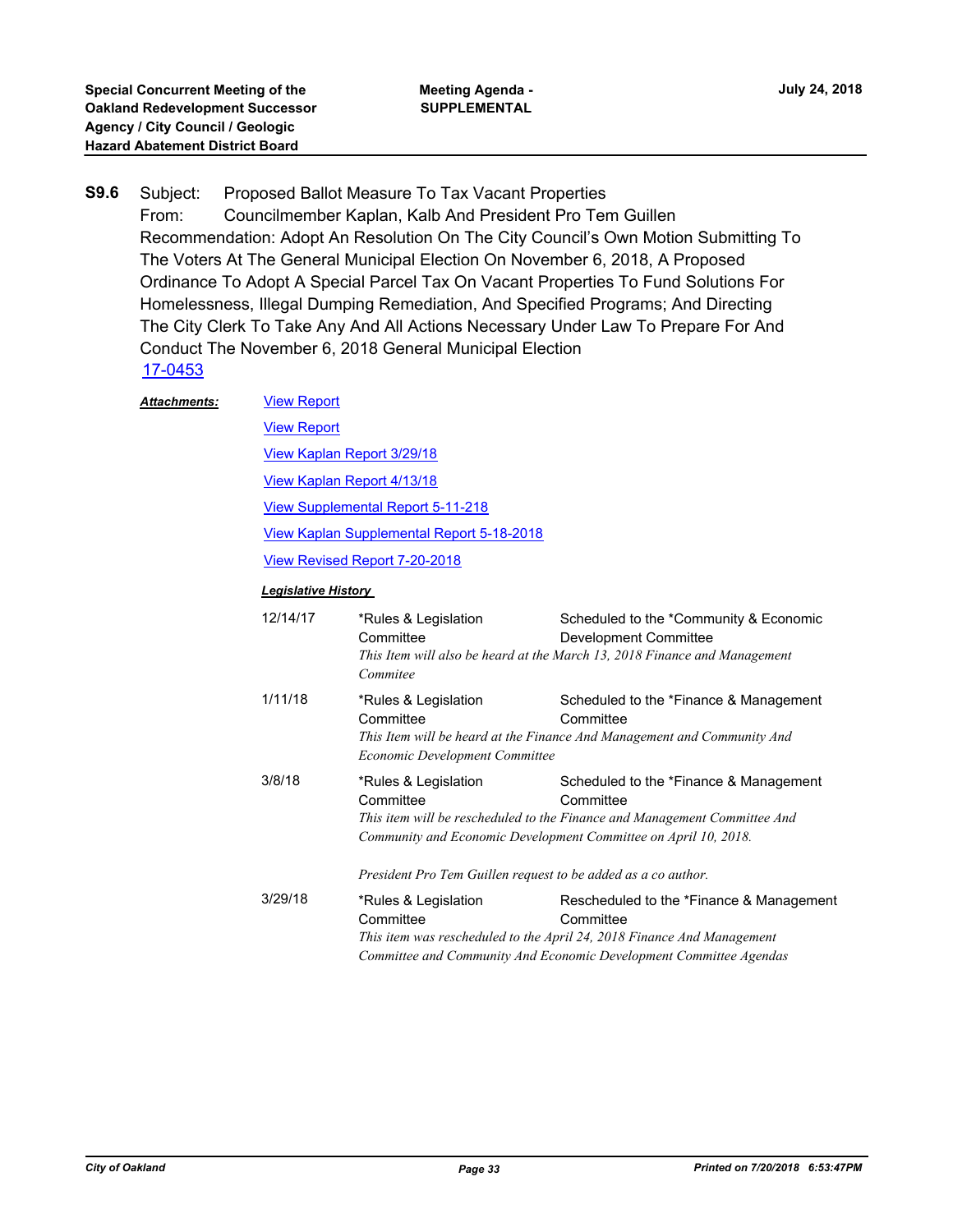**S9.6** Subject: Proposed Ballot Measure To Tax Vacant Properties

From: Councilmember Kaplan, Kalb And President Pro Tem Guillen

Recommendation: Adopt An Resolution On The City Council's Own Motion Submitting To The Voters At The General Municipal Election On November 6, 2018, A Proposed Ordinance To Adopt A Special Parcel Tax On Vacant Properties To Fund Solutions For Homelessness, Illegal Dumping Remediation, And Specified Programs; And Directing The City Clerk To Take Any And All Actions Necessary Under Law To Prepare For And Conduct The November 6, 2018 General Municipal Election

17-0453

***Attachments:***

View Report

View Report

View Kaplan Report 3/29/18

View Kaplan Report 4/13/18

View Supplemental Report 5-11-218

View Kaplan Supplemental Report 5-18-2018

View Revised Report 7-20-2018

***Legislative History***

| | | |
|---|---|---|
| 12/14/17 | *Rules & Legislation Committee | Scheduled to the *Community & Economic Development Committee |
| | *This Item will also be heard at the March 13, 2018 Finance and Management Commitee* | |
| 1/11/18 | *Rules & Legislation Committee | Scheduled to the *Finance & Management Committee |
| | *This Item will be heard at the Finance And Management and Community And Economic Development Committee* | |
| 3/8/18 | *Rules & Legislation Committee | Scheduled to the *Finance & Management Committee |
| | *This item will be rescheduled to the Finance and Management Committee And Community and Economic Development Committee on April 10, 2018.* *President Pro Tem Guillen request to be added as a co author.* | |
| 3/29/18 | *Rules & Legislation Committee | Rescheduled to the *Finance & Management Committee |
| | *This item was rescheduled to the April 24, 2018 Finance And Management Committee and Community And Economic Development Committee Agendas* | |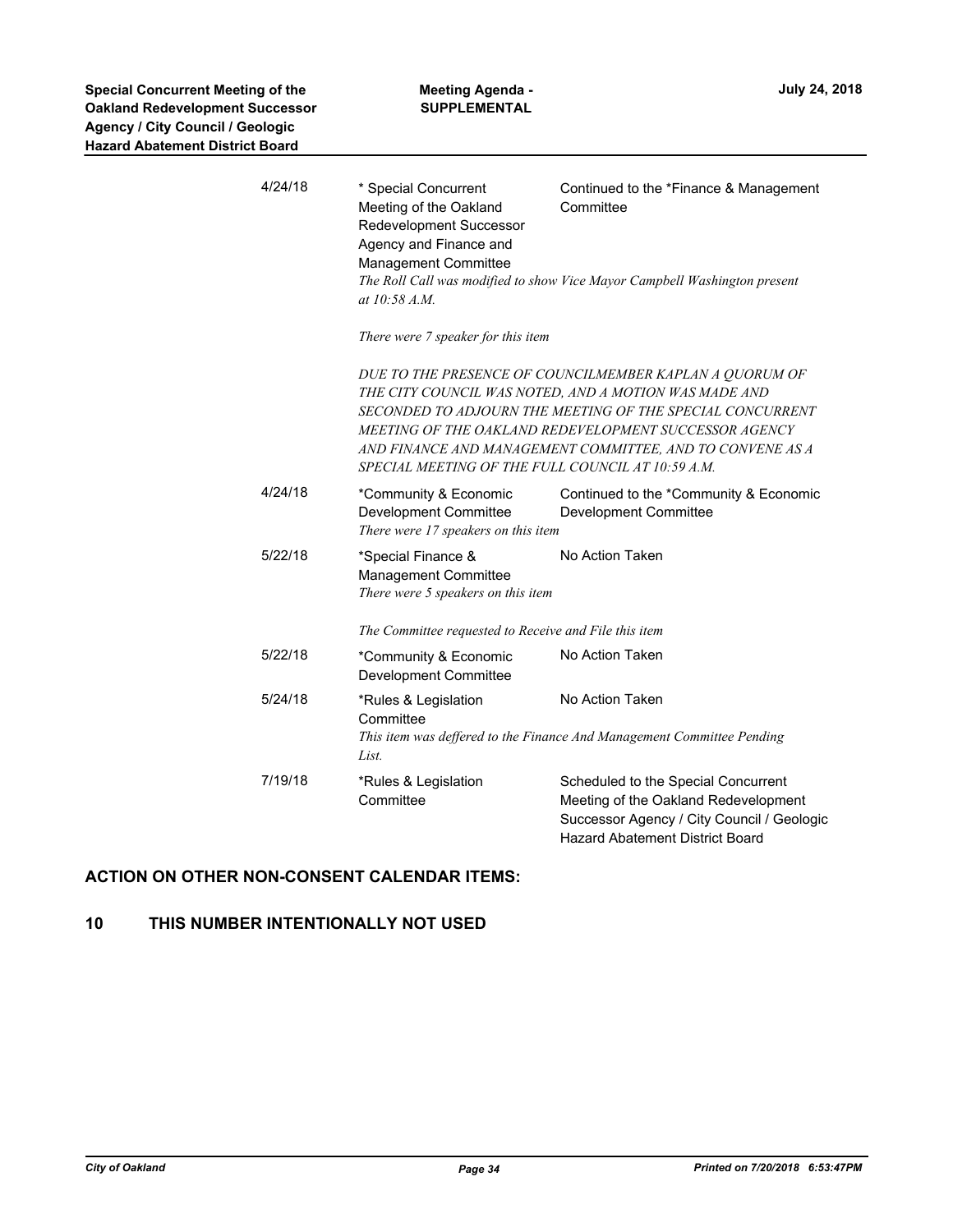| Date | Body | Action |
|---|---|---|
| 4/24/18 | * Special Concurrent Meeting of the Oakland Redevelopment Successor Agency and Finance and Management Committee | Continued to the *Finance & Management Committee |

*The Roll Call was modified to show Vice Mayor Campbell Washington present at 10:58 A.M.*

*There were 7 speaker for this item*

*DUE TO THE PRESENCE OF COUNCILMEMBER KAPLAN A QUORUM OF THE CITY COUNCIL WAS NOTED, AND A MOTION WAS MADE AND SECONDED TO ADJOURN THE MEETING OF THE SPECIAL CONCURRENT MEETING OF THE OAKLAND REDEVELOPMENT SUCCESSOR AGENCY AND FINANCE AND MANAGEMENT COMMITTEE, AND TO CONVENE AS A SPECIAL MEETING OF THE FULL COUNCIL AT 10:59 A.M.*

| Date | Body | Action |
|---|---|---|
| 4/24/18 | *Community & Economic Development Committee | Continued to the *Community & Economic Development Committee |

*There were 17 speakers on this item*

| Date | Body | Action |
|---|---|---|
| 5/22/18 | *Special Finance & Management Committee | No Action Taken |

*There were 5 speakers on this item*

*The Committee requested to Receive and File this item*

| Date | Body | Action |
|---|---|---|
| 5/22/18 | *Community & Economic Development Committee | No Action Taken |
| 5/24/18 | *Rules & Legislation Committee | No Action Taken |

*This item was deffered to the Finance And Management Committee Pending List.*

| Date | Body | Action |
|---|---|---|
| 7/19/18 | *Rules & Legislation Committee | Scheduled to the Special Concurrent Meeting of the Oakland Redevelopment Successor Agency / City Council / Geologic Hazard Abatement District Board |

## ACTION ON OTHER NON-CONSENT CALENDAR ITEMS:

## 10 THIS NUMBER INTENTIONALLY NOT USED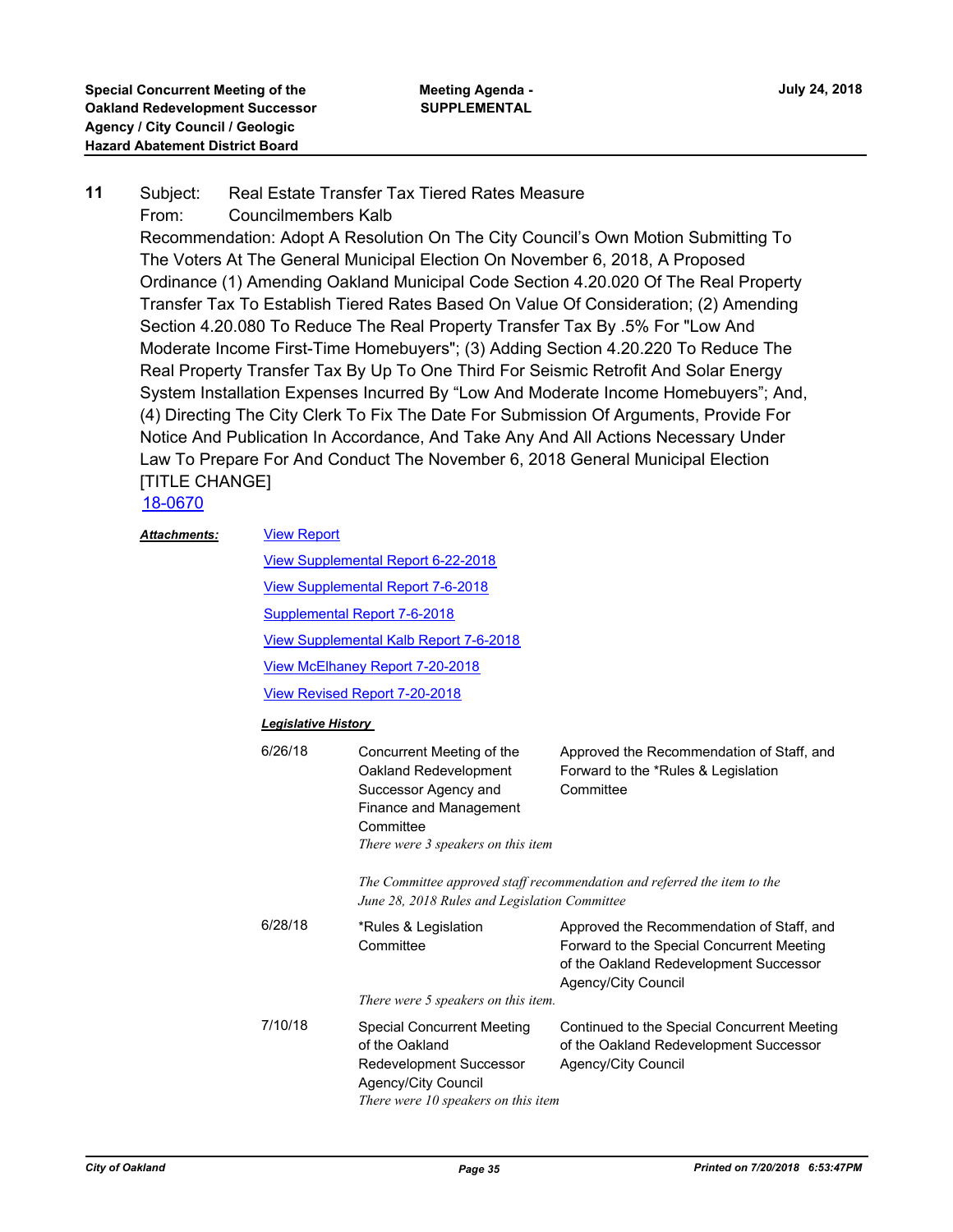**11** Subject: Real Estate Transfer Tax Tiered Rates Measure
From: Councilmembers Kalb

Recommendation: Adopt A Resolution On The City Council's Own Motion Submitting To The Voters At The General Municipal Election On November 6, 2018, A Proposed Ordinance (1) Amending Oakland Municipal Code Section 4.20.020 Of The Real Property Transfer Tax To Establish Tiered Rates Based On Value Of Consideration; (2) Amending Section 4.20.080 To Reduce The Real Property Transfer Tax By .5% For "Low And Moderate Income First-Time Homebuyers"; (3) Adding Section 4.20.220 To Reduce The Real Property Transfer Tax By Up To One Third For Seismic Retrofit And Solar Energy System Installation Expenses Incurred By "Low And Moderate Income Homebuyers"; And, (4) Directing The City Clerk To Fix The Date For Submission Of Arguments, Provide For Notice And Publication In Accordance, And Take Any And All Actions Necessary Under Law To Prepare For And Conduct The November 6, 2018 General Municipal Election [TITLE CHANGE]

18-0670

***Attachments:*** View Report
View Supplemental Report 6-22-2018
View Supplemental Report 7-6-2018
Supplemental Report 7-6-2018
View Supplemental Kalb Report 7-6-2018
View McElhaney Report 7-20-2018
View Revised Report 7-20-2018

***Legislative History***

| | | |
|---|---|---|
| 6/26/18 | Concurrent Meeting of the Oakland Redevelopment Successor Agency and Finance and Management Committee<br>*There were 3 speakers on this item* | Approved the Recommendation of Staff, and Forward to the *Rules & Legislation Committee |
| | *The Committee approved staff recommendation and referred the item to the June 28, 2018 Rules and Legislation Committee* | |
| 6/28/18 | *Rules & Legislation Committee<br>*There were 5 speakers on this item.* | Approved the Recommendation of Staff, and Forward to the Special Concurrent Meeting of the Oakland Redevelopment Successor Agency/City Council |
| 7/10/18 | Special Concurrent Meeting of the Oakland Redevelopment Successor Agency/City Council<br>*There were 10 speakers on this item* | Continued to the Special Concurrent Meeting of the Oakland Redevelopment Successor Agency/City Council |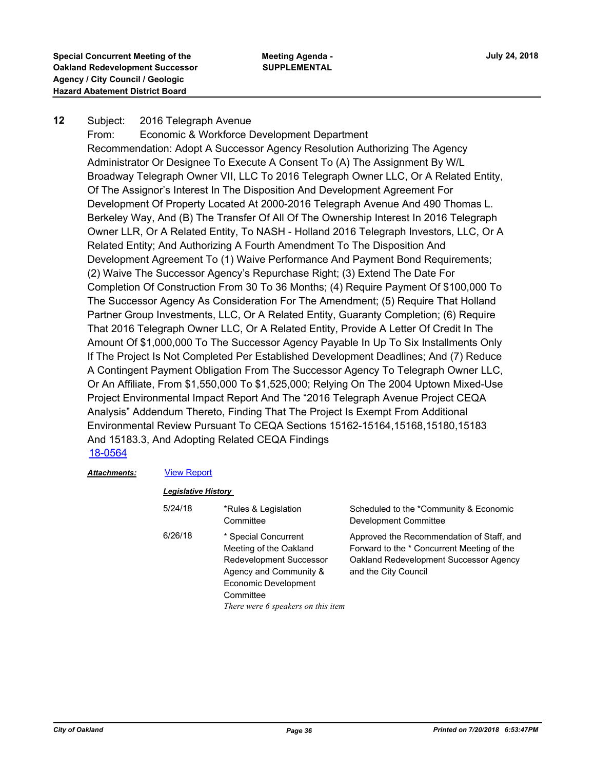**12** Subject: 2016 Telegraph Avenue

From: Economic & Workforce Development Department

Recommendation: Adopt A Successor Agency Resolution Authorizing The Agency Administrator Or Designee To Execute A Consent To (A) The Assignment By W/L Broadway Telegraph Owner VII, LLC To 2016 Telegraph Owner LLC, Or A Related Entity, Of The Assignor's Interest In The Disposition And Development Agreement For Development Of Property Located At 2000-2016 Telegraph Avenue And 490 Thomas L. Berkeley Way, And (B) The Transfer Of All Of The Ownership Interest In 2016 Telegraph Owner LLR, Or A Related Entity, To NASH - Holland 2016 Telegraph Investors, LLC, Or A Related Entity; And Authorizing A Fourth Amendment To The Disposition And Development Agreement To (1) Waive Performance And Payment Bond Requirements; (2) Waive The Successor Agency's Repurchase Right; (3) Extend The Date For Completion Of Construction From 30 To 36 Months; (4) Require Payment Of $100,000 To The Successor Agency As Consideration For The Amendment; (5) Require That Holland Partner Group Investments, LLC, Or A Related Entity, Guaranty Completion; (6) Require That 2016 Telegraph Owner LLC, Or A Related Entity, Provide A Letter Of Credit In The Amount Of $1,000,000 To The Successor Agency Payable In Up To Six Installments Only If The Project Is Not Completed Per Established Development Deadlines; And (7) Reduce A Contingent Payment Obligation From The Successor Agency To Telegraph Owner LLC, Or An Affiliate, From $1,550,000 To $1,525,000; Relying On The 2004 Uptown Mixed-Use Project Environmental Impact Report And The "2016 Telegraph Avenue Project CEQA Analysis" Addendum Thereto, Finding That The Project Is Exempt From Additional Environmental Review Pursuant To CEQA Sections 15162-15164,15168,15180,15183 And 15183.3, And Adopting Related CEQA Findings

18-0564

***Attachments:*** View Report

***Legislative History***

| | | |
|---|---|---|
| 5/24/18 | *Rules & Legislation Committee | Scheduled to the *Community & Economic Development Committee |
| 6/26/18 | * Special Concurrent Meeting of the Oakland Redevelopment Successor Agency and Community & Economic Development Committee *There were 6 speakers on this item* | Approved the Recommendation of Staff, and Forward to the * Concurrent Meeting of the Oakland Redevelopment Successor Agency and the City Council |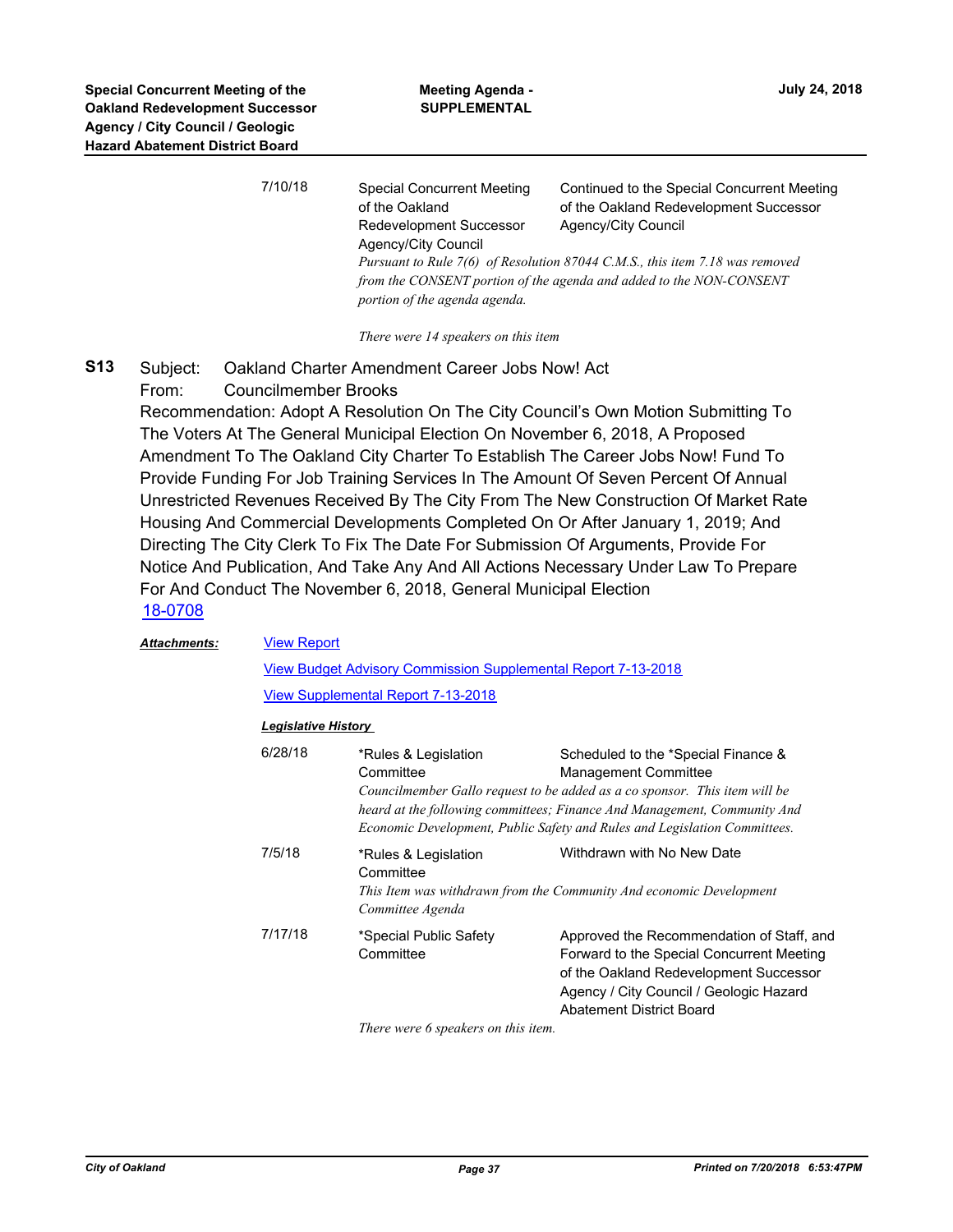| | | |
|---|---|---|
| 7/10/18 | Special Concurrent Meeting of the Oakland Redevelopment Successor Agency/City Council | Continued to the Special Concurrent Meeting of the Oakland Redevelopment Successor Agency/City Council |

*Pursuant to Rule 7(6) of Resolution 87044 C.M.S., this item 7.18 was removed from the CONSENT portion of the agenda and added to the NON-CONSENT portion of the agenda agenda.*

*There were 14 speakers on this item*

**S13** Subject: Oakland Charter Amendment Career Jobs Now! Act

From: Councilmember Brooks

Recommendation: Adopt A Resolution On The City Council's Own Motion Submitting To The Voters At The General Municipal Election On November 6, 2018, A Proposed Amendment To The Oakland City Charter To Establish The Career Jobs Now! Fund To Provide Funding For Job Training Services In The Amount Of Seven Percent Of Annual Unrestricted Revenues Received By The City From The New Construction Of Market Rate Housing And Commercial Developments Completed On Or After January 1, 2019; And Directing The City Clerk To Fix The Date For Submission Of Arguments, Provide For Notice And Publication, And Take Any And All Actions Necessary Under Law To Prepare For And Conduct The November 6, 2018, General Municipal Election

18-0708

***Attachments:*** View Report

View Budget Advisory Commission Supplemental Report 7-13-2018

View Supplemental Report 7-13-2018

***Legislative History***

| | | |
|---|---|---|
| 6/28/18 | *Rules & Legislation Committee | Scheduled to the *Special Finance & Management Committee |

*Councilmember Gallo request to be added as a co sponsor. This item will be heard at the following committees; Finance And Management, Community And Economic Development, Public Safety and Rules and Legislation Committees.*

| | | |
|---|---|---|
| 7/5/18 | *Rules & Legislation Committee | Withdrawn with No New Date |

*This Item was withdrawn from the Community And economic Development Committee Agenda*

| | | |
|---|---|---|
| 7/17/18 | *Special Public Safety Committee | Approved the Recommendation of Staff, and Forward to the Special Concurrent Meeting of the Oakland Redevelopment Successor Agency / City Council / Geologic Hazard Abatement District Board |

*There were 6 speakers on this item.*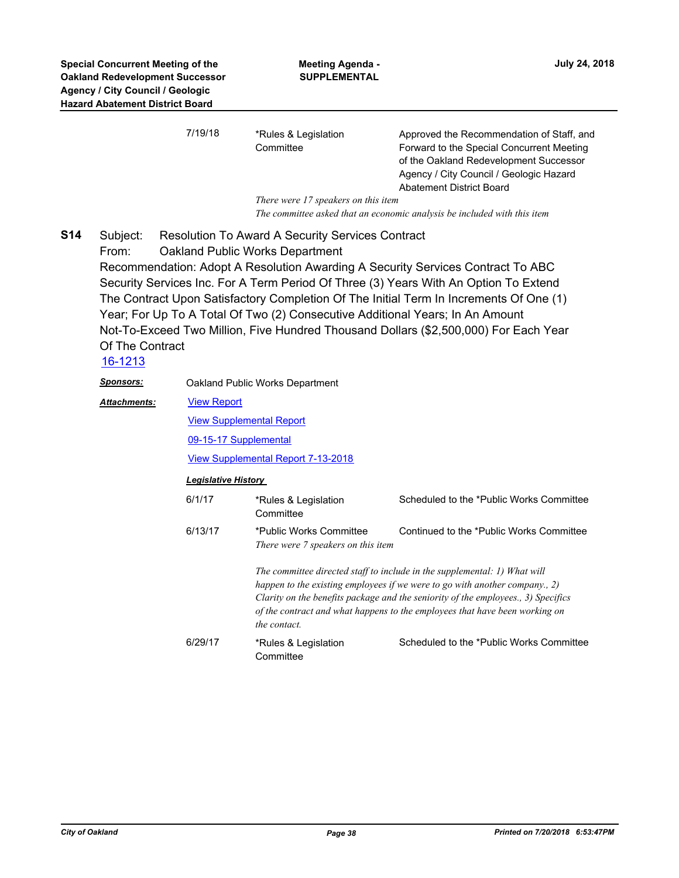| | | |
|---|---|---|
| 7/19/18 | *Rules & Legislation Committee | Approved the Recommendation of Staff, and Forward to the Special Concurrent Meeting of the Oakland Redevelopment Successor Agency / City Council / Geologic Hazard Abatement District Board |

*There were 17 speakers on this item*

*The committee asked that an economic analysis be included with this item*

**S14** Subject: Resolution To Award A Security Services Contract

From: Oakland Public Works Department

Recommendation: Adopt A Resolution Awarding A Security Services Contract To ABC Security Services Inc. For A Term Period Of Three (3) Years With An Option To Extend The Contract Upon Satisfactory Completion Of The Initial Term In Increments Of One (1) Year; For Up To A Total Of Two (2) Consecutive Additional Years; In An Amount Not-To-Exceed Two Million, Five Hundred Thousand Dollars ($2,500,000) For Each Year Of The Contract

16-1213

***Sponsors:*** Oakland Public Works Department

***Attachments:*** View Report

View Supplemental Report

09-15-17 Supplemental

View Supplemental Report 7-13-2018

***Legislative History***

| | | |
|---|---|---|
| 6/1/17 | *Rules & Legislation Committee | Scheduled to the *Public Works Committee |
| 6/13/17 | *Public Works Committee | Continued to the *Public Works Committee |

*There were 7 speakers on this item*

*The committee directed staff to include in the supplemental: 1) What will happen to the existing employees if we were to go with another company., 2) Clarity on the benefits package and the seniority of the employees., 3) Specifics of the contract and what happens to the employees that have been working on the contact.*

| | | |
|---|---|---|
| 6/29/17 | *Rules & Legislation Committee | Scheduled to the *Public Works Committee |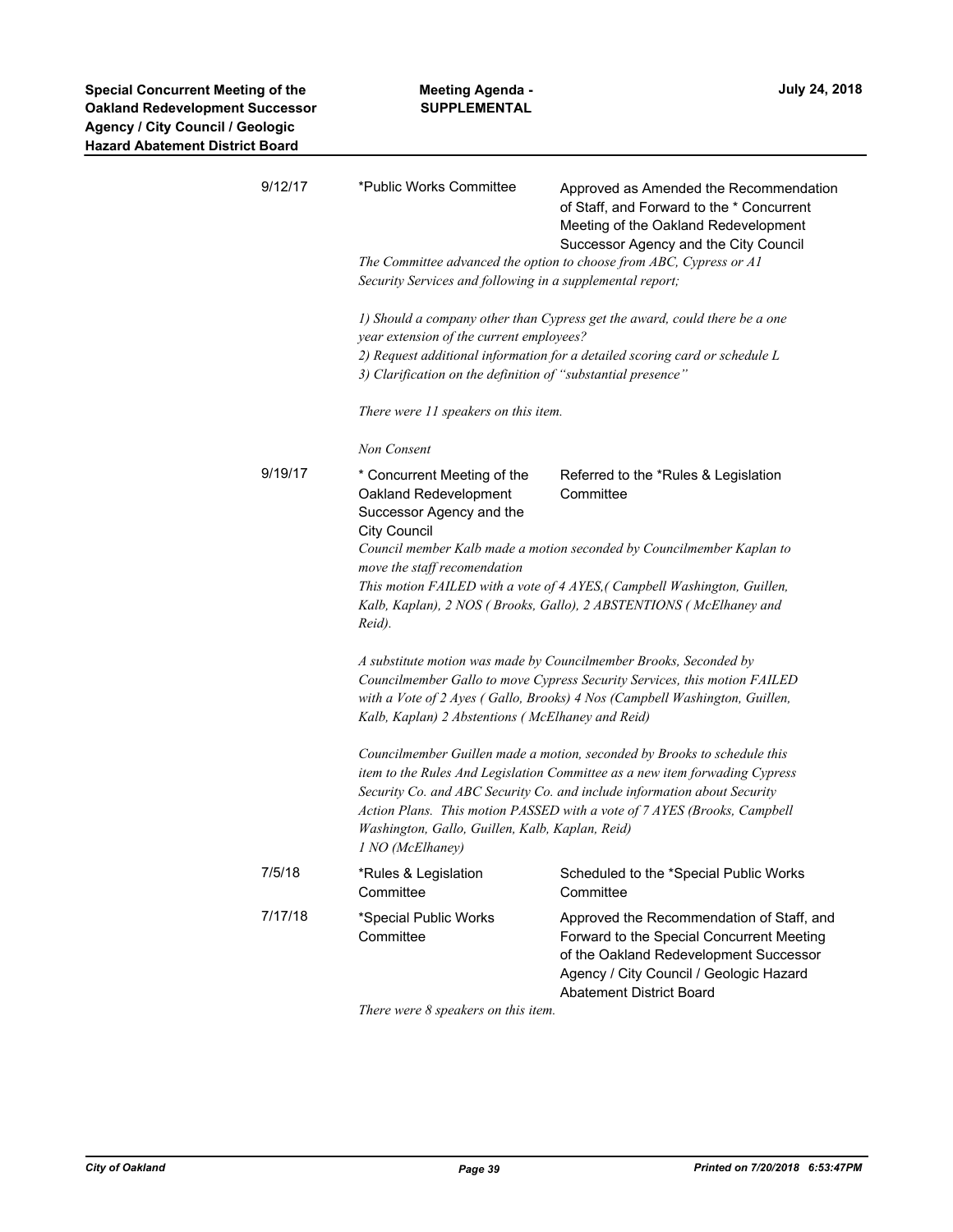| | | |
|---|---|---|
| 9/12/17 | *Public Works Committee | Approved as Amended the Recommendation of Staff, and Forward to the * Concurrent Meeting of the Oakland Redevelopment Successor Agency and the City Council |

*The Committee advanced the option to choose from ABC, Cypress or A1 Security Services and following in a supplemental report;*

*1) Should a company other than Cypress get the award, could there be a one year extension of the current employees?*
*2) Request additional information for a detailed scoring card or schedule L*
*3) Clarification on the definition of "substantial presence"*

*There were 11 speakers on this item.*

*Non Consent*

| | | |
|---|---|---|
| 9/19/17 | * Concurrent Meeting of the Oakland Redevelopment Successor Agency and the City Council | Referred to the *Rules & Legislation Committee |

*Council member Kalb made a motion seconded by Councilmember Kaplan to move the staff recomendation*
*This motion FAILED with a vote of 4 AYES,( Campbell Washington, Guillen, Kalb, Kaplan), 2 NOS ( Brooks, Gallo), 2 ABSTENTIONS ( McElhaney and Reid).*

*A substitute motion was made by Councilmember Brooks, Seconded by Councilmember Gallo to move Cypress Security Services, this motion FAILED with a Vote of 2 Ayes ( Gallo, Brooks) 4 Nos (Campbell Washington, Guillen, Kalb, Kaplan) 2 Abstentions ( McElhaney and Reid)*

*Councilmember Guillen made a motion, seconded by Brooks to schedule this item to the Rules And Legislation Committee as a new item forwading Cypress Security Co. and ABC Security Co. and include information about Security Action Plans. This motion PASSED with a vote of 7 AYES (Brooks, Campbell Washington, Gallo, Guillen, Kalb, Kaplan, Reid)*
*1 NO (McElhaney)*

| | | |
|---|---|---|
| 7/5/18 | *Rules & Legislation Committee | Scheduled to the *Special Public Works Committee |
| 7/17/18 | *Special Public Works Committee | Approved the Recommendation of Staff, and Forward to the Special Concurrent Meeting of the Oakland Redevelopment Successor Agency / City Council / Geologic Hazard Abatement District Board |

*There were 8 speakers on this item.*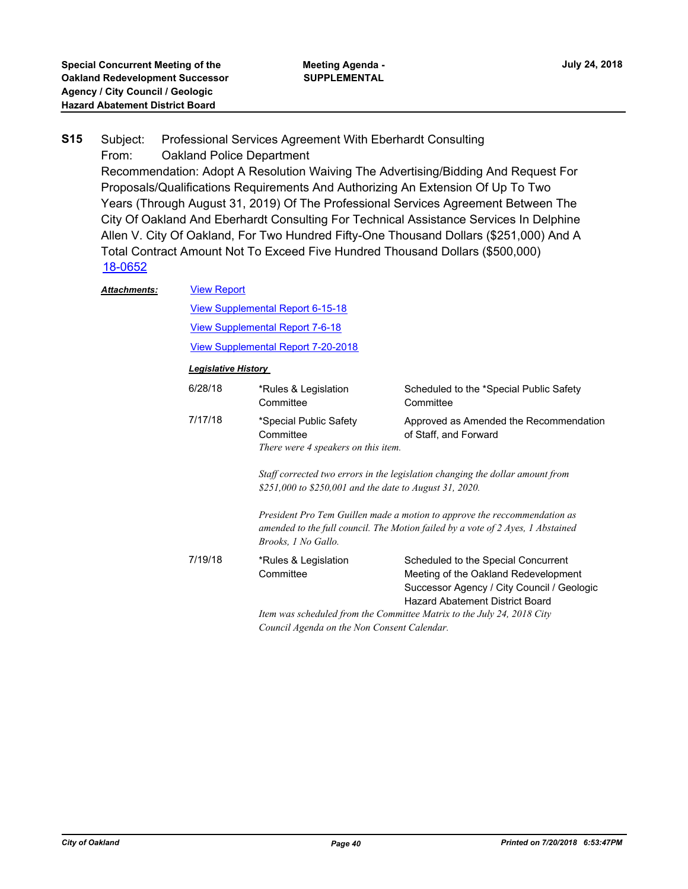**S15** Subject: Professional Services Agreement With Eberhardt Consulting
From: Oakland Police Department
Recommendation: Adopt A Resolution Waiving The Advertising/Bidding And Request For Proposals/Qualifications Requirements And Authorizing An Extension Of Up To Two Years (Through August 31, 2019) Of The Professional Services Agreement Between The City Of Oakland And Eberhardt Consulting For Technical Assistance Services In Delphine Allen V. City Of Oakland, For Two Hundred Fifty-One Thousand Dollars ($251,000) And A Total Contract Amount Not To Exceed Five Hundred Thousand Dollars ($500,000)
18-0652

***Attachments:*** View Report

View Supplemental Report 6-15-18

View Supplemental Report 7-6-18

View Supplemental Report 7-20-2018

***Legislative History***

| | | |
|---|---|---|
| 6/28/18 | *Rules & Legislation Committee | Scheduled to the *Special Public Safety Committee |
| 7/17/18 | *Special Public Safety Committee | Approved as Amended the Recommendation of Staff, and Forward |

*There were 4 speakers on this item.*

*Staff corrected two errors in the legislation changing the dollar amount from $251,000 to $250,001 and the date to August 31, 2020.*

*President Pro Tem Guillen made a motion to approve the reccommendation as amended to the full council. The Motion failed by a vote of 2 Ayes, 1 Abstained Brooks, 1 No Gallo.*

| | | |
|---|---|---|
| 7/19/18 | *Rules & Legislation Committee | Scheduled to the Special Concurrent Meeting of the Oakland Redevelopment Successor Agency / City Council / Geologic Hazard Abatement District Board |

*Item was scheduled from the Committee Matrix to the July 24, 2018 City Council Agenda on the Non Consent Calendar.*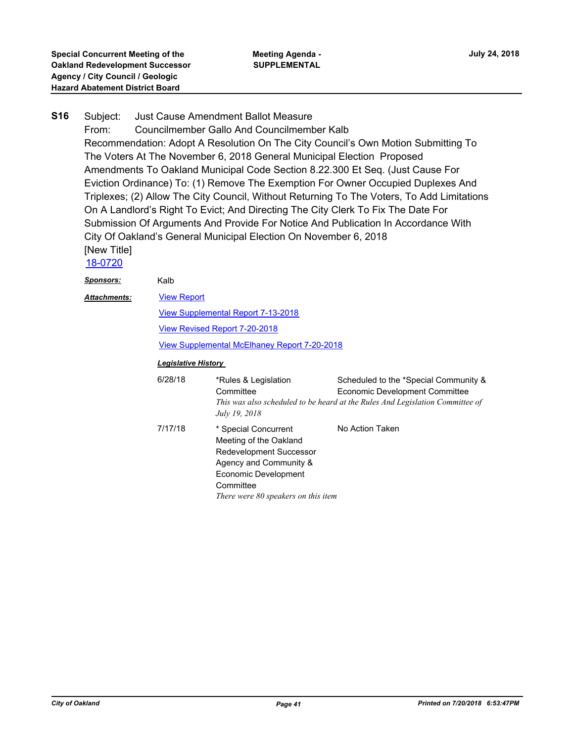**S16** Subject: Just Cause Amendment Ballot Measure

From: Councilmember Gallo And Councilmember Kalb

Recommendation: Adopt A Resolution On The City Council's Own Motion Submitting To The Voters At The November 6, 2018 General Municipal Election Proposed Amendments To Oakland Municipal Code Section 8.22.300 Et Seq. (Just Cause For Eviction Ordinance) To: (1) Remove The Exemption For Owner Occupied Duplexes And Triplexes; (2) Allow The City Council, Without Returning To The Voters, To Add Limitations On A Landlord's Right To Evict; And Directing The City Clerk To Fix The Date For Submission Of Arguments And Provide For Notice And Publication In Accordance With City Of Oakland's General Municipal Election On November 6, 2018

[New Title]

18-0720

***Sponsors:*** Kalb

***Attachments:*** View Report

View Supplemental Report 7-13-2018

View Revised Report 7-20-2018

View Supplemental McElhaney Report 7-20-2018

***Legislative History***

| Date | Body | Action |
|---|---|---|
| 6/28/18 | *Rules & Legislation Committee | Scheduled to the *Special Community & Economic Development Committee |
| | *This was also scheduled to be heard at the Rules And Legislation Committee of July 19, 2018* | |
| 7/17/18 | * Special Concurrent Meeting of the Oakland Redevelopment Successor Agency and Community & Economic Development Committee | No Action Taken |
| | *There were 80 speakers on this item* | |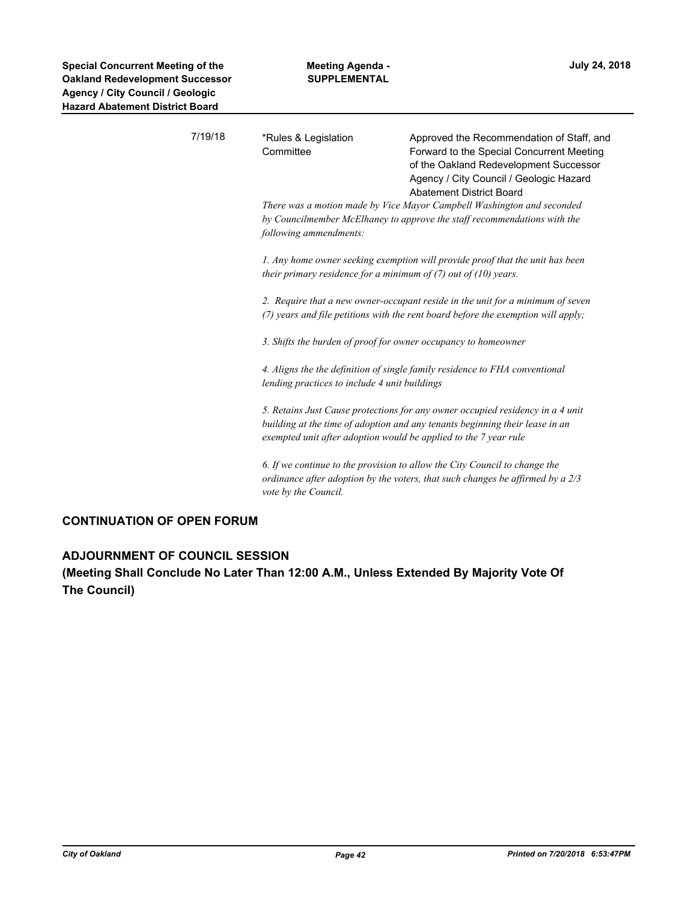| Date | Action By | Result |
| --- | --- | --- |
| 7/19/18 | *Rules & Legislation Committee | Approved the Recommendation of Staff, and Forward to the Special Concurrent Meeting of the Oakland Redevelopment Successor Agency / City Council / Geologic Hazard Abatement District Board |

*There was a motion made by Vice Mayor Campbell Washington and seconded by Councilmember McElhaney to approve the staff recommendations with the following ammendments:*

*1. Any home owner seeking exemption will provide proof that the unit has been their primary residence for a minimum of (7) out of (10) years.*

*2. Require that a new owner-occupant reside in the unit for a minimum of seven (7) years and file petitions with the rent board before the exemption will apply;*

*3. Shifts the burden of proof for owner occupancy to homeowner*

*4. Aligns the the definition of single family residence to FHA conventional lending practices to include 4 unit buildings*

*5. Retains Just Cause protections for any owner occupied residency in a 4 unit building at the time of adoption and any tenants beginning their lease in an exempted unit after adoption would be applied to the 7 year rule*

*6. If we continue to the provision to allow the City Council to change the ordinance after adoption by the voters, that such changes be affirmed by a 2/3 vote by the Council.*

## CONTINUATION OF OPEN FORUM

## ADJOURNMENT OF COUNCIL SESSION

**(Meeting Shall Conclude No Later Than 12:00 A.M., Unless Extended By Majority Vote Of The Council)**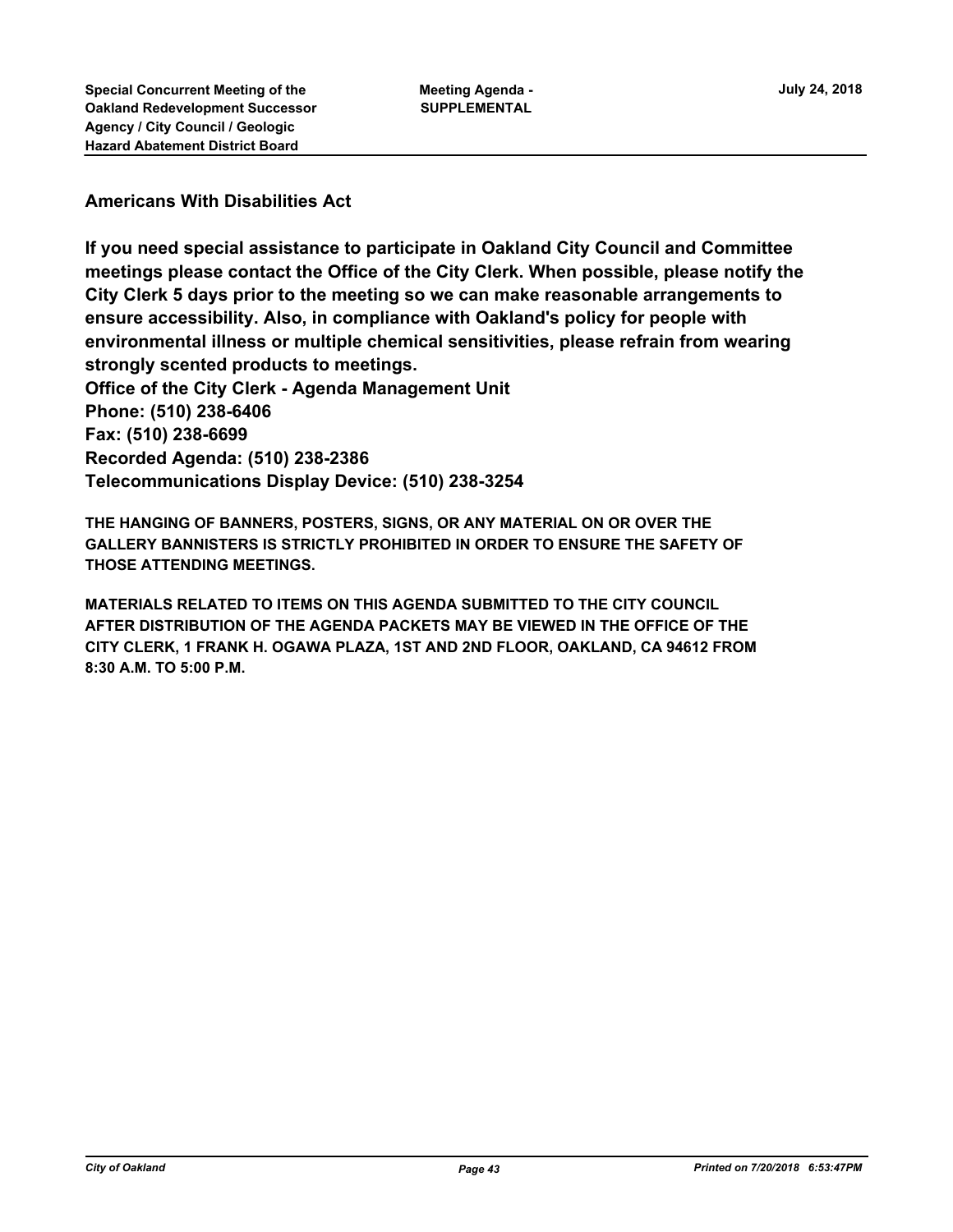**Americans With Disabilities Act**

**If you need special assistance to participate in Oakland City Council and Committee meetings please contact the Office of the City Clerk. When possible, please notify the City Clerk 5 days prior to the meeting so we can make reasonable arrangements to ensure accessibility. Also, in compliance with Oakland's policy for people with environmental illness or multiple chemical sensitivities, please refrain from wearing strongly scented products to meetings.**
**Office of the City Clerk - Agenda Management Unit**
**Phone: (510) 238-6406**
**Fax: (510) 238-6699**
**Recorded Agenda: (510) 238-2386**
**Telecommunications Display Device: (510) 238-3254**

**THE HANGING OF BANNERS, POSTERS, SIGNS, OR ANY MATERIAL ON OR OVER THE GALLERY BANNISTERS IS STRICTLY PROHIBITED IN ORDER TO ENSURE THE SAFETY OF THOSE ATTENDING MEETINGS.**

**MATERIALS RELATED TO ITEMS ON THIS AGENDA SUBMITTED TO THE CITY COUNCIL AFTER DISTRIBUTION OF THE AGENDA PACKETS MAY BE VIEWED IN THE OFFICE OF THE CITY CLERK, 1 FRANK H. OGAWA PLAZA, 1ST AND 2ND FLOOR, OAKLAND, CA 94612 FROM 8:30 A.M. TO 5:00 P.M.**